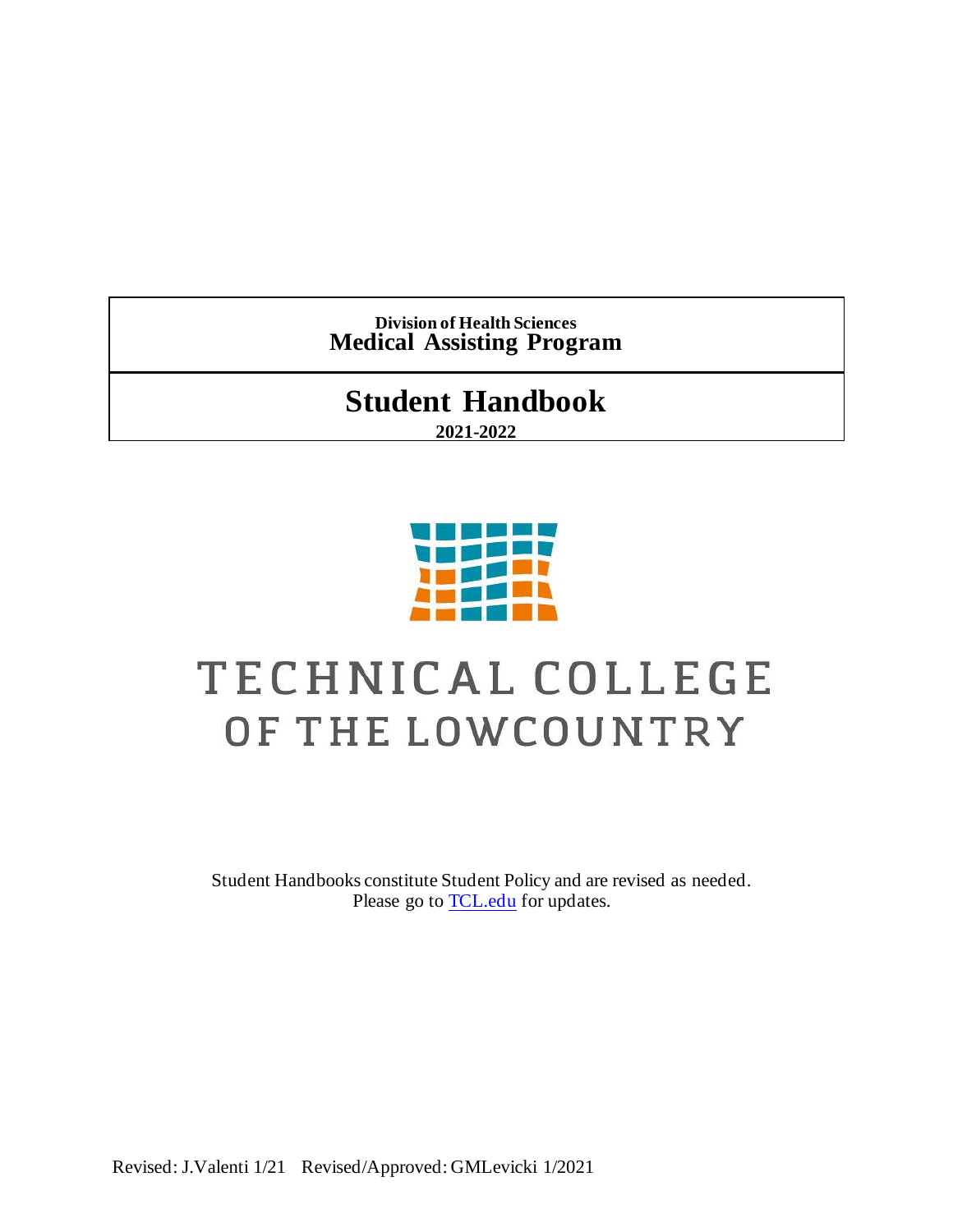**Division of Health Sciences**

**Medical Assisting Program**

# Student Handbook

**2021-2022**

TECHNICAL COLLEGE OF THE LOWCOUNTRY

Student Handbooks constitute Student Policy and are revised as needed. Please go to [TCL.edu](TCL.edu) for updates.

Revised: J.Valenti 1/21 Revised/Approved: GMLevicki 1/2021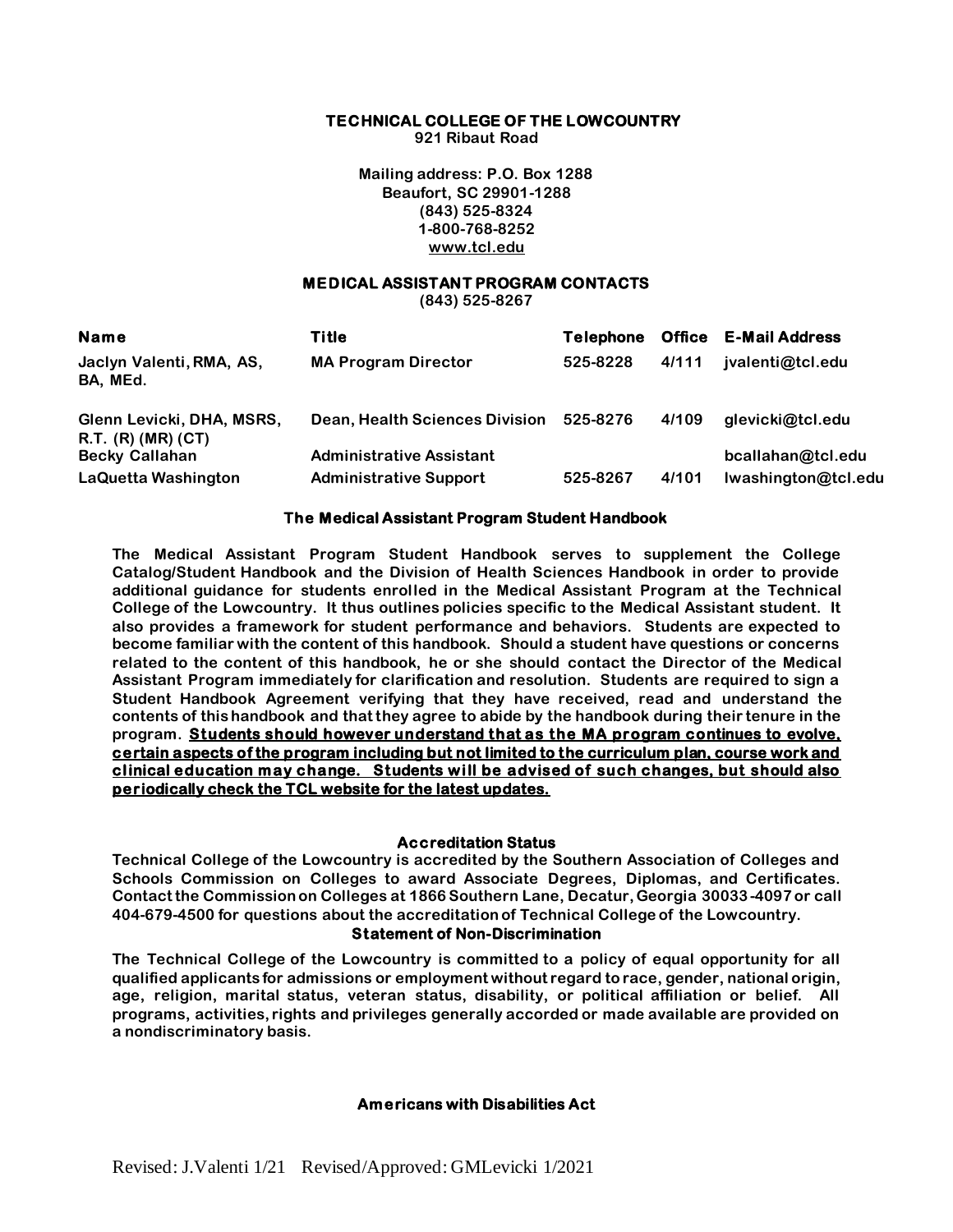**TECHNICAL COLLEGE OF THE LOWCOUNTRY**
**921 Ribaut Road**

**Mailing address: P.O. Box 1288**
**Beaufort, SC 29901-1288**
**(843) 525-8324**
**1-800-768-8252**
**www.tcl.edu**

## MEDICAL ASSISTANT PROGRAM CONTACTS

**(843) 525-8267**

| Name | Title | Telephone | Office | E-Mail Address |
|---|---|---|---|---|
| Jaclyn Valenti, RMA, AS, BA, MEd. | MA Program Director | 525-8228 | 4/111 | jvalenti@tcl.edu |
| Glenn Levicki, DHA, MSRS, R.T. (R) (MR) (CT) | Dean, Health Sciences Division | 525-8276 | 4/109 | glevicki@tcl.edu |
| Becky Callahan | Administrative Assistant | | | bcallahan@tcl.edu |
| LaQuetta Washington | Administrative Support | 525-8267 | 4/101 | lwashington@tcl.edu |

### The Medical Assistant Program Student Handbook

The Medical Assistant Program Student Handbook serves to supplement the College Catalog/Student Handbook and the Division of Health Sciences Handbook in order to provide additional guidance for students enrolled in the Medical Assistant Program at the Technical College of the Lowcountry. It thus outlines policies specific to the Medical Assistant student. It also provides a framework for student performance and behaviors. Students are expected to become familiar with the content of this handbook. Should a student have questions or concerns related to the content of this handbook, he or she should contact the Director of the Medical Assistant Program immediately for clarification and resolution. Students are required to sign a Student Handbook Agreement verifying that they have received, read and understand the contents of this handbook and that they agree to abide by the handbook during their tenure in the program. **Students should however understand that as the MA program continues to evolve, certain aspects of the program including but not limited to the curriculum plan, course work and clinical education may change. Students will be advised of such changes, but should also periodically check the TCL website for the latest updates.**

### Accreditation Status

Technical College of the Lowcountry is accredited by the Southern Association of Colleges and Schools Commission on Colleges to award Associate Degrees, Diplomas, and Certificates. Contact the Commission on Colleges at 1866 Southern Lane, Decatur, Georgia 30033-4097 or call 404-679-4500 for questions about the accreditation of Technical College of the Lowcountry.

### Statement of Non-Discrimination

The Technical College of the Lowcountry is committed to a policy of equal opportunity for all qualified applicants for admissions or employment without regard to race, gender, national origin, age, religion, marital status, veteran status, disability, or political affiliation or belief. All programs, activities, rights and privileges generally accorded or made available are provided on a nondiscriminatory basis.

### Americans with Disabilities Act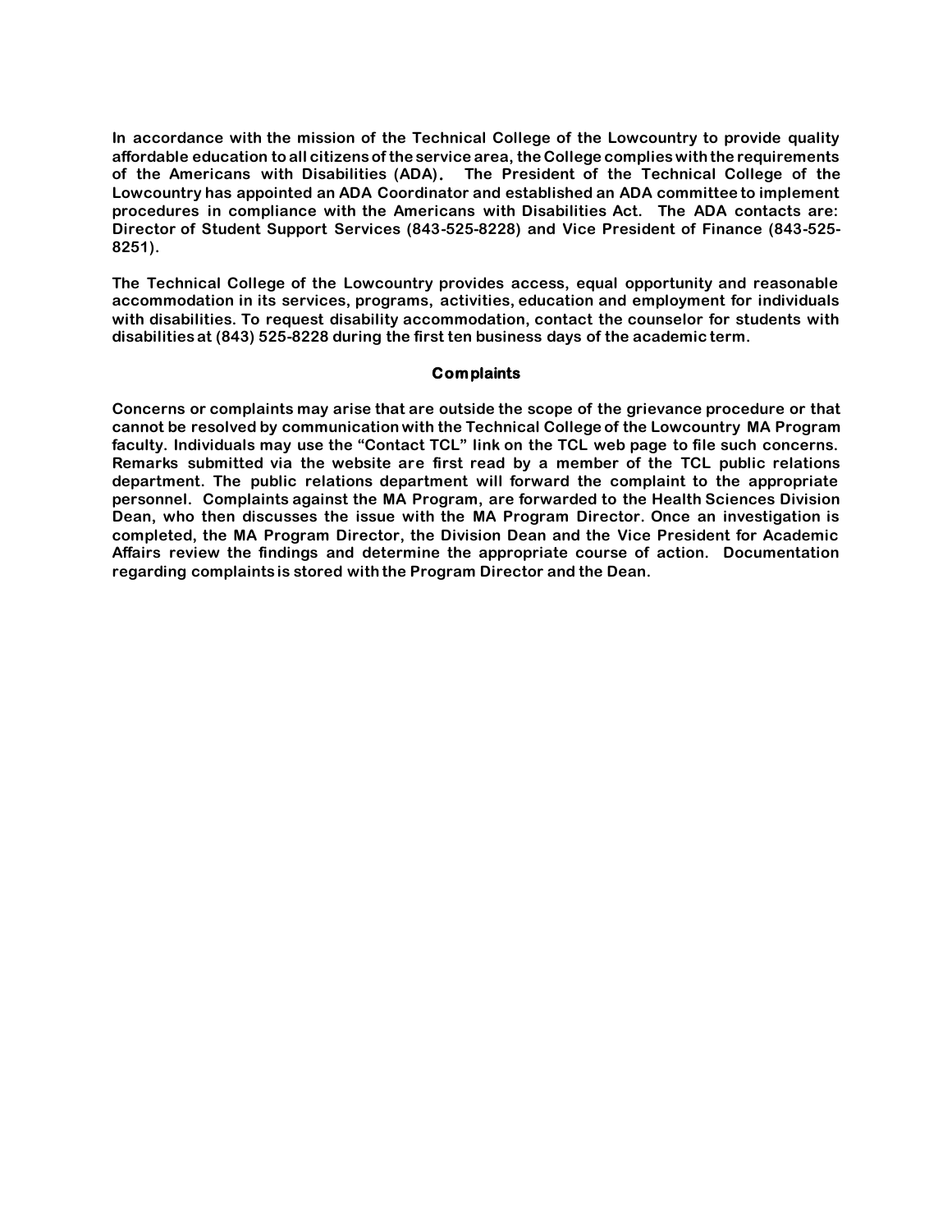**In accordance with the mission of the Technical College of the Lowcountry to provide quality affordable education to all citizens of the service area, the College complies with the requirements of the Americans with Disabilities (ADA). The President of the Technical College of the Lowcountry has appointed an ADA Coordinator and established an ADA committee to implement procedures in compliance with the Americans with Disabilities Act. The ADA contacts are: Director of Student Support Services (843-525-8228) and Vice President of Finance (843-525-8251).**

**The Technical College of the Lowcountry provides access, equal opportunity and reasonable accommodation in its services, programs, activities, education and employment for individuals with disabilities. To request disability accommodation, contact the counselor for students with disabilities at (843) 525-8228 during the first ten business days of the academic term.**

## Complaints

**Concerns or complaints may arise that are outside the scope of the grievance procedure or that cannot be resolved by communication with the Technical College of the Lowcountry MA Program faculty. Individuals may use the "Contact TCL" link on the TCL web page to file such concerns. Remarks submitted via the website are first read by a member of the TCL public relations department. The public relations department will forward the complaint to the appropriate personnel. Complaints against the MA Program, are forwarded to the Health Sciences Division Dean, who then discusses the issue with the MA Program Director. Once an investigation is completed, the MA Program Director, the Division Dean and the Vice President for Academic Affairs review the findings and determine the appropriate course of action. Documentation regarding complaints is stored with the Program Director and the Dean.**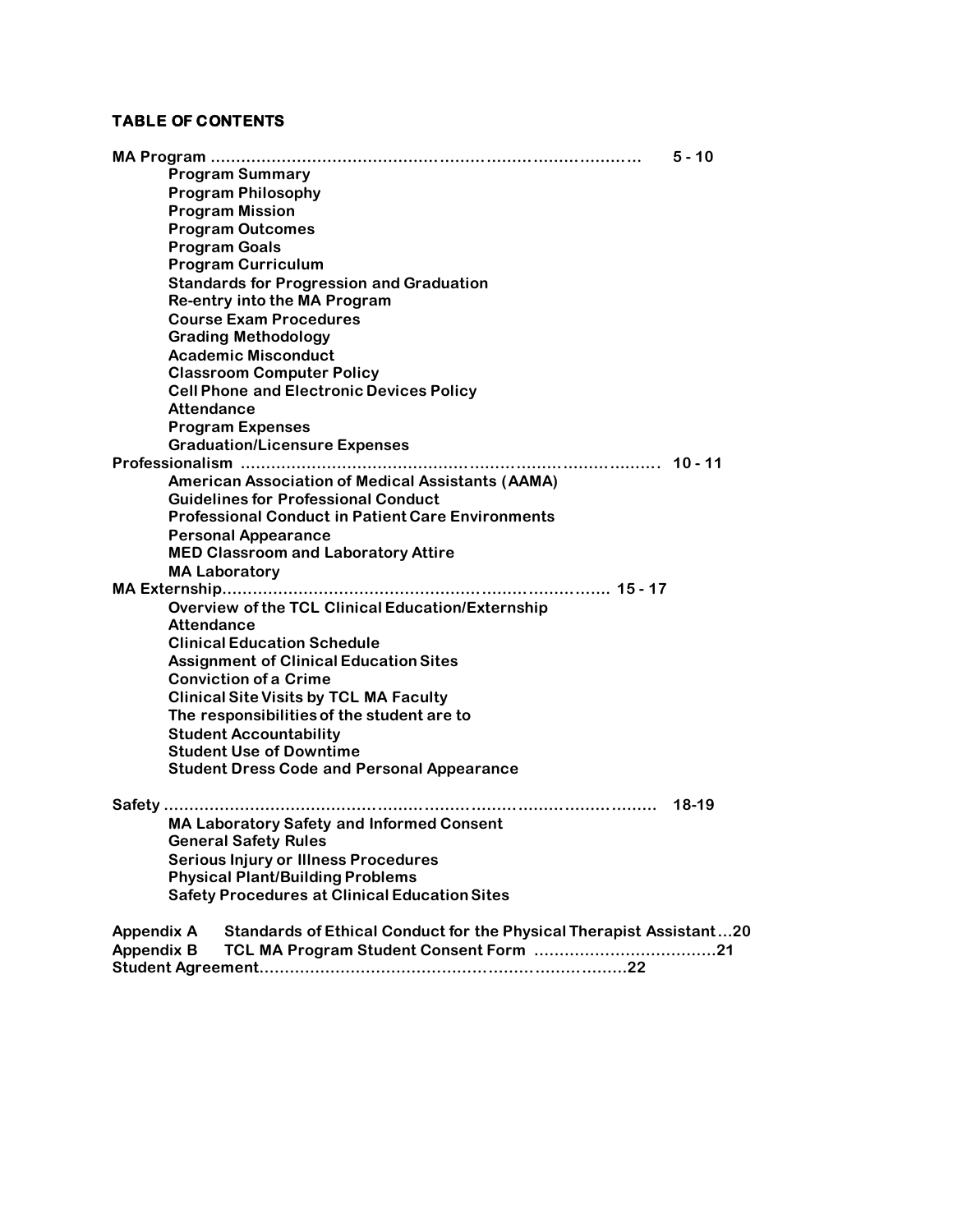## TABLE OF CONTENTS

**MA Program ………………………………………………………………………… 5 - 10**

- Program Summary
- Program Philosophy
- Program Mission
- Program Outcomes
- Program Goals
- Program Curriculum
- Standards for Progression and Graduation
- Re-entry into the MA Program
- Course Exam Procedures
- Grading Methodology
- Academic Misconduct
- Classroom Computer Policy
- Cell Phone and Electronic Devices Policy
- Attendance
- Program Expenses
- Graduation/Licensure Expenses

**Professionalism ………………………………………………………………… 10 - 11**

- American Association of Medical Assistants (AAMA)
- Guidelines for Professional Conduct
- Professional Conduct in Patient Care Environments
- Personal Appearance
- MED Classroom and Laboratory Attire
- MA Laboratory

**MA Externship…………………………………………………………… 15 - 17**

- Overview of the TCL Clinical Education/Externship
- Attendance
- Clinical Education Schedule
- Assignment of Clinical Education Sites
- Conviction of a Crime
- Clinical Site Visits by TCL MA Faculty
- The responsibilities of the student are to
- Student Accountability
- Student Use of Downtime
- Student Dress Code and Personal Appearance

**Safety ……………………………………………………………………………… 18-19**

- MA Laboratory Safety and Informed Consent
- General Safety Rules
- Serious Injury or Illness Procedures
- Physical Plant/Building Problems
- Safety Procedures at Clinical Education Sites

**Appendix A** Standards of Ethical Conduct for the Physical Therapist Assistant…20

**Appendix B** TCL MA Program Student Consent Form ………………………………21

**Student Agreement……………………………………………………………22**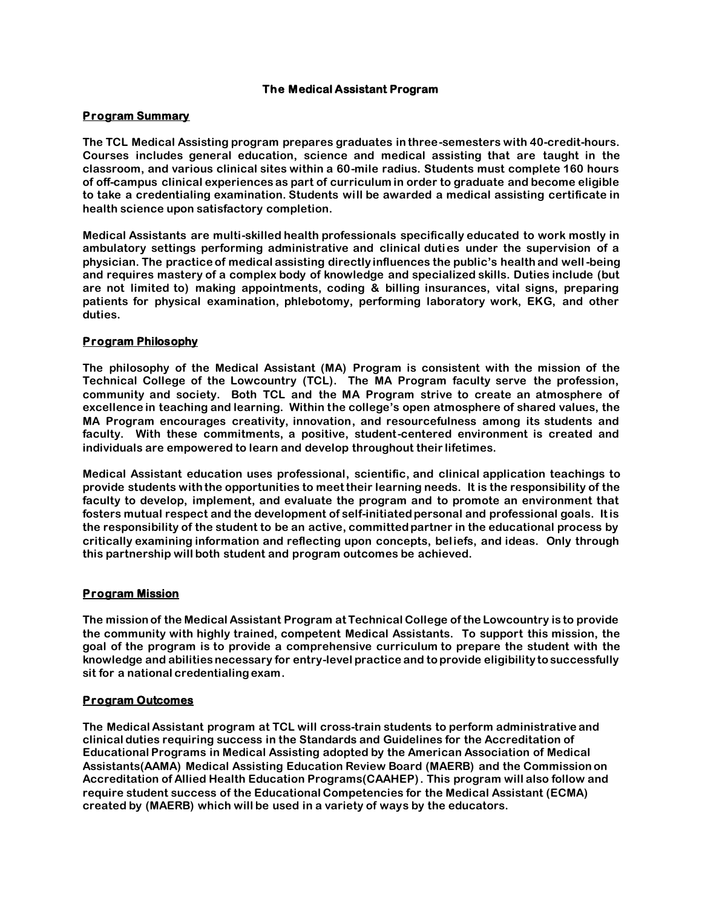# The Medical Assistant Program

## Program Summary

**The TCL Medical Assisting program prepares graduates in three-semesters with 40-credit-hours. Courses includes general education, science and medical assisting that are taught in the classroom, and various clinical sites within a 60-mile radius. Students must complete 160 hours of off-campus clinical experiences as part of curriculum in order to graduate and become eligible to take a credentialing examination. Students will be awarded a medical assisting certificate in health science upon satisfactory completion.**

**Medical Assistants are multi-skilled health professionals specifically educated to work mostly in ambulatory settings performing administrative and clinical duties under the supervision of a physician. The practice of medical assisting directly influences the public's health and well-being and requires mastery of a complex body of knowledge and specialized skills. Duties include (but are not limited to) making appointments, coding & billing insurances, vital signs, preparing patients for physical examination, phlebotomy, performing laboratory work, EKG, and other duties.**

## Program Philosophy

**The philosophy of the Medical Assistant (MA) Program is consistent with the mission of the Technical College of the Lowcountry (TCL). The MA Program faculty serve the profession, community and society. Both TCL and the MA Program strive to create an atmosphere of excellence in teaching and learning. Within the college's open atmosphere of shared values, the MA Program encourages creativity, innovation, and resourcefulness among its students and faculty. With these commitments, a positive, student-centered environment is created and individuals are empowered to learn and develop throughout their lifetimes.**

**Medical Assistant education uses professional, scientific, and clinical application teachings to provide students with the opportunities to meet their learning needs. It is the responsibility of the faculty to develop, implement, and evaluate the program and to promote an environment that fosters mutual respect and the development of self-initiated personal and professional goals. It is the responsibility of the student to be an active, committed partner in the educational process by critically examining information and reflecting upon concepts, beliefs, and ideas. Only through this partnership will both student and program outcomes be achieved.**

## Program Mission

**The mission of the Medical Assistant Program at Technical College of the Lowcountry is to provide the community with highly trained, competent Medical Assistants. To support this mission, the goal of the program is to provide a comprehensive curriculum to prepare the student with the knowledge and abilities necessary for entry-level practice and to provide eligibility to successfully sit for a national credentialing exam.**

## Program Outcomes

**The Medical Assistant program at TCL will cross-train students to perform administrative and clinical duties requiring success in the Standards and Guidelines for the Accreditation of Educational Programs in Medical Assisting adopted by the American Association of Medical Assistants(AAMA) Medical Assisting Education Review Board (MAERB) and the Commission on Accreditation of Allied Health Education Programs(CAAHEP). This program will also follow and require student success of the Educational Competencies for the Medical Assistant (ECMA) created by (MAERB) which will be used in a variety of ways by the educators.**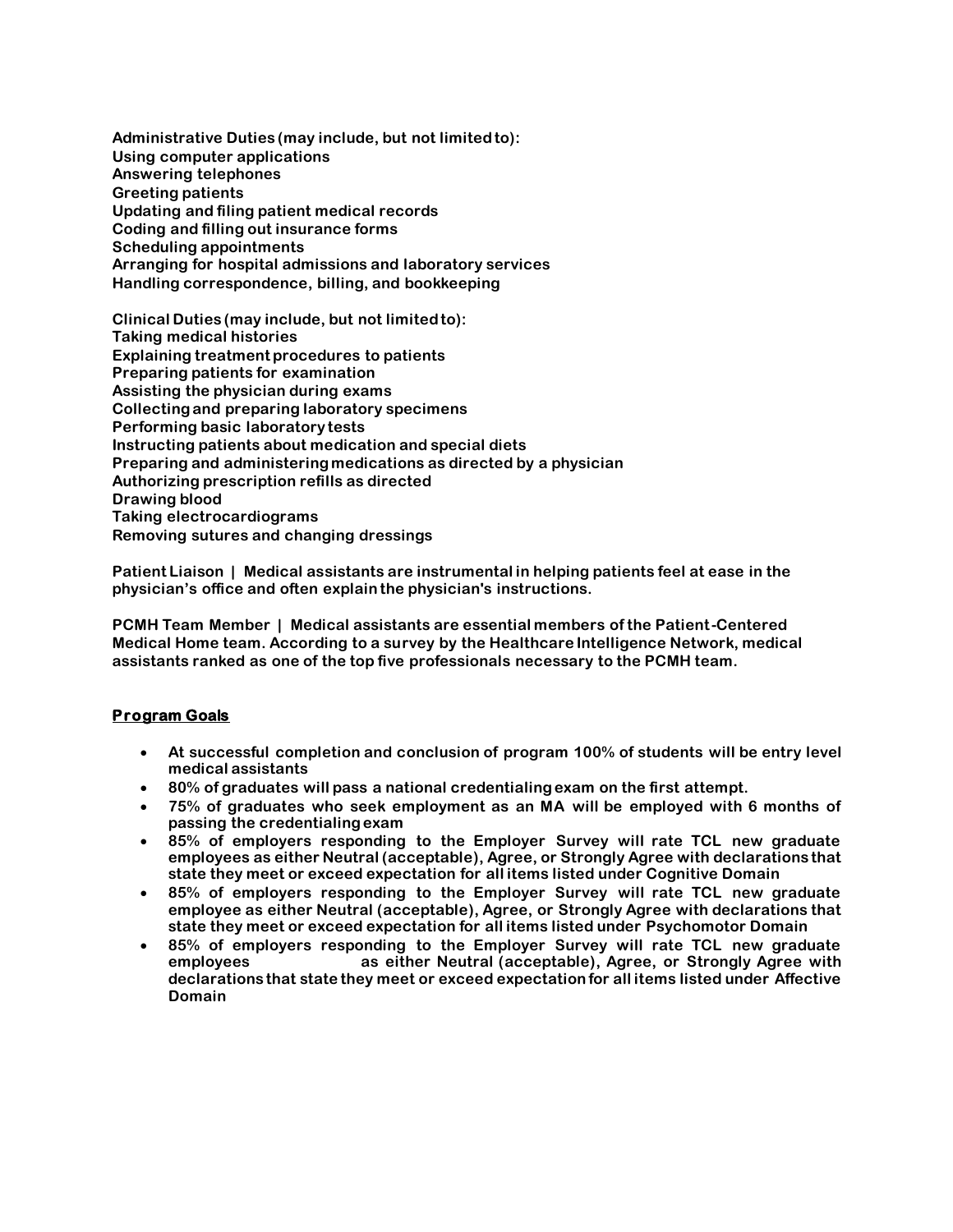**Administrative Duties (may include, but not limited to):**
**Using computer applications**
**Answering telephones**
**Greeting patients**
**Updating and filing patient medical records**
**Coding and filling out insurance forms**
**Scheduling appointments**
**Arranging for hospital admissions and laboratory services**
**Handling correspondence, billing, and bookkeeping**

**Clinical Duties (may include, but not limited to):**
**Taking medical histories**
**Explaining treatment procedures to patients**
**Preparing patients for examination**
**Assisting the physician during exams**
**Collecting and preparing laboratory specimens**
**Performing basic laboratory tests**
**Instructing patients about medication and special diets**
**Preparing and administering medications as directed by a physician**
**Authorizing prescription refills as directed**
**Drawing blood**
**Taking electrocardiograms**
**Removing sutures and changing dressings**

**Patient Liaison | Medical assistants are instrumental in helping patients feel at ease in the physician's office and often explain the physician's instructions.**

**PCMH Team Member | Medical assistants are essential members of the Patient-Centered Medical Home team. According to a survey by the Healthcare Intelligence Network, medical assistants ranked as one of the top five professionals necessary to the PCMH team.**

## Program Goals

- **At successful completion and conclusion of program 100% of students will be entry level medical assistants**
- **80% of graduates will pass a national credentialing exam on the first attempt.**
- **75% of graduates who seek employment as an MA will be employed with 6 months of passing the credentialing exam**
- **85% of employers responding to the Employer Survey will rate TCL new graduate employees as either Neutral (acceptable), Agree, or Strongly Agree with declarations that state they meet or exceed expectation for all items listed under Cognitive Domain**
- **85% of employers responding to the Employer Survey will rate TCL new graduate employee as either Neutral (acceptable), Agree, or Strongly Agree with declarations that state they meet or exceed expectation for all items listed under Psychomotor Domain**
- **85% of employers responding to the Employer Survey will rate TCL new graduate employees as either Neutral (acceptable), Agree, or Strongly Agree with declarations that state they meet or exceed expectation for all items listed under Affective Domain**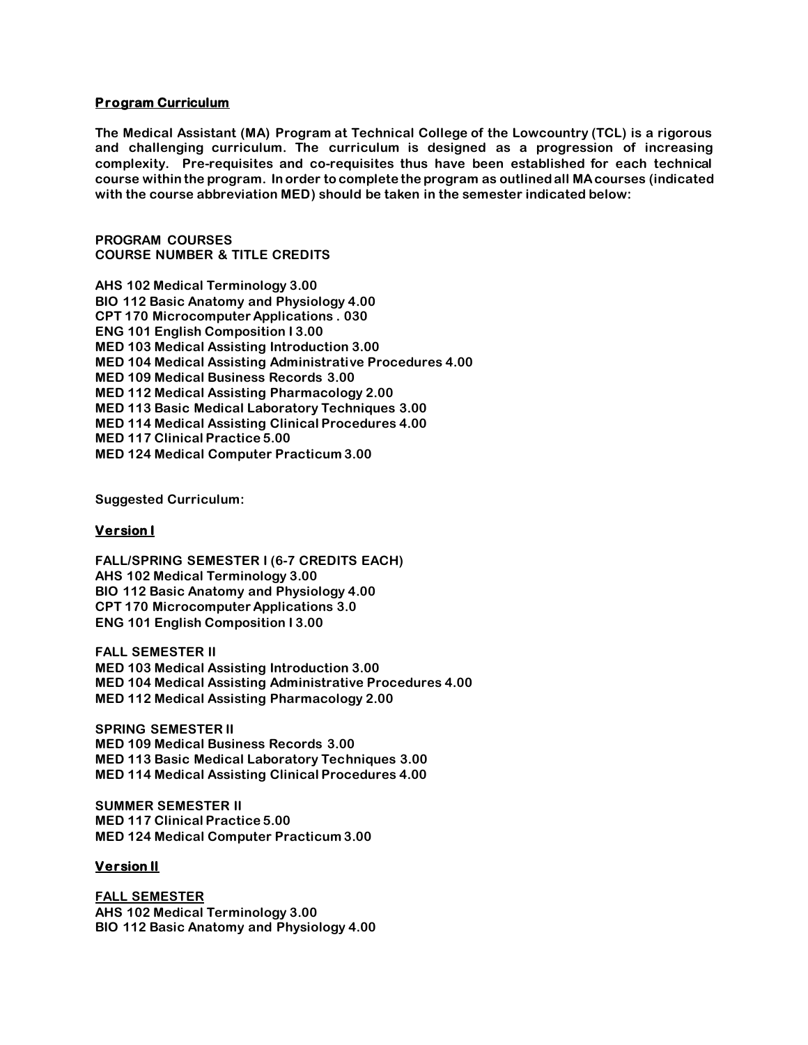## Program Curriculum

**The Medical Assistant (MA) Program at Technical College of the Lowcountry (TCL) is a rigorous and challenging curriculum. The curriculum is designed as a progression of increasing complexity. Pre-requisites and co-requisites thus have been established for each technical course within the program. In order to complete the program as outlined all MA courses (indicated with the course abbreviation MED) should be taken in the semester indicated below:**

**PROGRAM COURSES**
**COURSE NUMBER & TITLE CREDITS**

**AHS 102 Medical Terminology 3.00**
**BIO 112 Basic Anatomy and Physiology 4.00**
**CPT 170 Microcomputer Applications . 030**
**ENG 101 English Composition I 3.00**
**MED 103 Medical Assisting Introduction 3.00**
**MED 104 Medical Assisting Administrative Procedures 4.00**
**MED 109 Medical Business Records 3.00**
**MED 112 Medical Assisting Pharmacology 2.00**
**MED 113 Basic Medical Laboratory Techniques 3.00**
**MED 114 Medical Assisting Clinical Procedures 4.00**
**MED 117 Clinical Practice 5.00**
**MED 124 Medical Computer Practicum 3.00**

**Suggested Curriculum:**

### Version I

**FALL/SPRING SEMESTER I (6-7 CREDITS EACH)**
**AHS 102 Medical Terminology 3.00**
**BIO 112 Basic Anatomy and Physiology 4.00**
**CPT 170 Microcomputer Applications 3.0**
**ENG 101 English Composition I 3.00**

**FALL SEMESTER II**
**MED 103 Medical Assisting Introduction 3.00**
**MED 104 Medical Assisting Administrative Procedures 4.00**
**MED 112 Medical Assisting Pharmacology 2.00**

**SPRING SEMESTER II**
**MED 109 Medical Business Records 3.00**
**MED 113 Basic Medical Laboratory Techniques 3.00**
**MED 114 Medical Assisting Clinical Procedures 4.00**

**SUMMER SEMESTER II**
**MED 117 Clinical Practice 5.00**
**MED 124 Medical Computer Practicum 3.00**

### Version II

**FALL SEMESTER**
**AHS 102 Medical Terminology 3.00**
**BIO 112 Basic Anatomy and Physiology 4.00**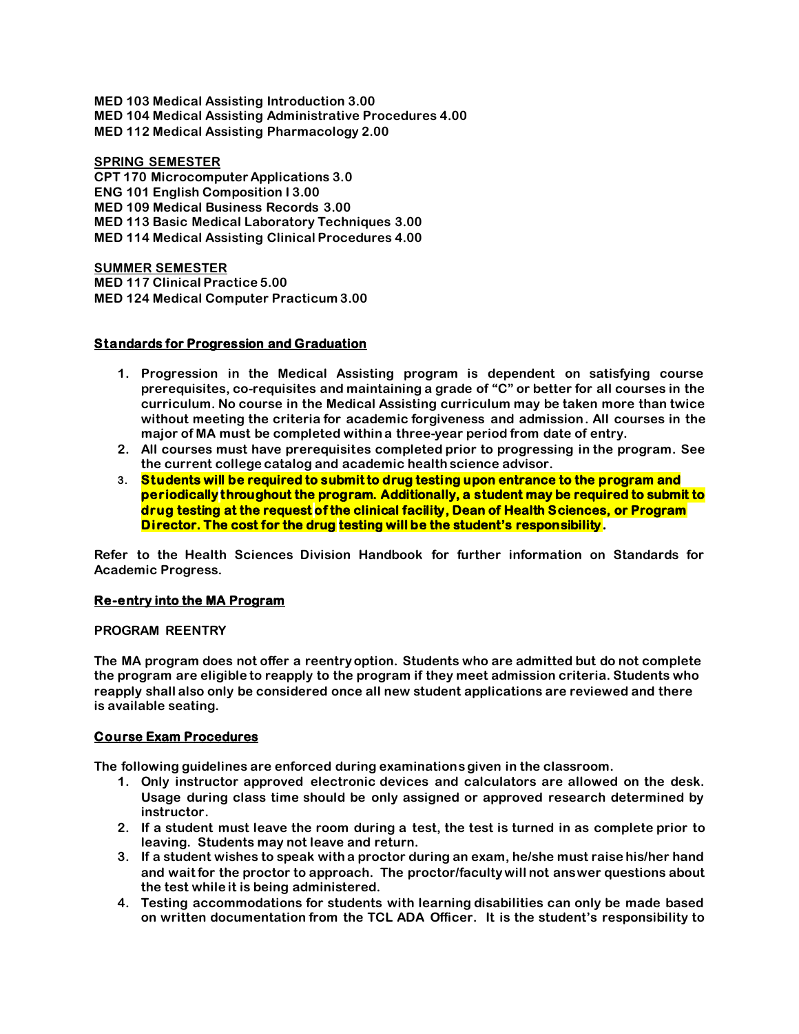**MED 103 Medical Assisting Introduction 3.00**
**MED 104 Medical Assisting Administrative Procedures 4.00**
**MED 112 Medical Assisting Pharmacology 2.00**

**SPRING SEMESTER**

**CPT 170 Microcomputer Applications 3.0**
**ENG 101 English Composition I 3.00**
**MED 109 Medical Business Records 3.00**
**MED 113 Basic Medical Laboratory Techniques 3.00**
**MED 114 Medical Assisting Clinical Procedures 4.00**

**SUMMER SEMESTER**

**MED 117 Clinical Practice 5.00**
**MED 124 Medical Computer Practicum 3.00**

## Standards for Progression and Graduation

1. **Progression in the Medical Assisting program is dependent on satisfying course prerequisites, co-requisites and maintaining a grade of "C" or better for all courses in the curriculum. No course in the Medical Assisting curriculum may be taken more than twice without meeting the criteria for academic forgiveness and admission. All courses in the major of MA must be completed within a three-year period from date of entry.**
2. **All courses must have prerequisites completed prior to progressing in the program. See the current college catalog and academic health science advisor.**
3. **Students will be required to submit to drug testing upon entrance to the program and periodically throughout the program. Additionally, a student may be required to submit to drug testing at the request of the clinical facility, Dean of Health Sciences, or Program Director. The cost for the drug testing will be the student's responsibility.**

**Refer to the Health Sciences Division Handbook for further information on Standards for Academic Progress.**

## Re-entry into the MA Program

**PROGRAM REENTRY**

**The MA program does not offer a reentry option. Students who are admitted but do not complete the program are eligible to reapply to the program if they meet admission criteria. Students who reapply shall also only be considered once all new student applications are reviewed and there is available seating.**

## Course Exam Procedures

**The following guidelines are enforced during examinations given in the classroom.**

1. **Only instructor approved electronic devices and calculators are allowed on the desk. Usage during class time should be only assigned or approved research determined by instructor.**
2. **If a student must leave the room during a test, the test is turned in as complete prior to leaving. Students may not leave and return.**
3. **If a student wishes to speak with a proctor during an exam, he/she must raise his/her hand and wait for the proctor to approach. The proctor/faculty will not answer questions about the test while it is being administered.**
4. **Testing accommodations for students with learning disabilities can only be made based on written documentation from the TCL ADA Officer. It is the student's responsibility to**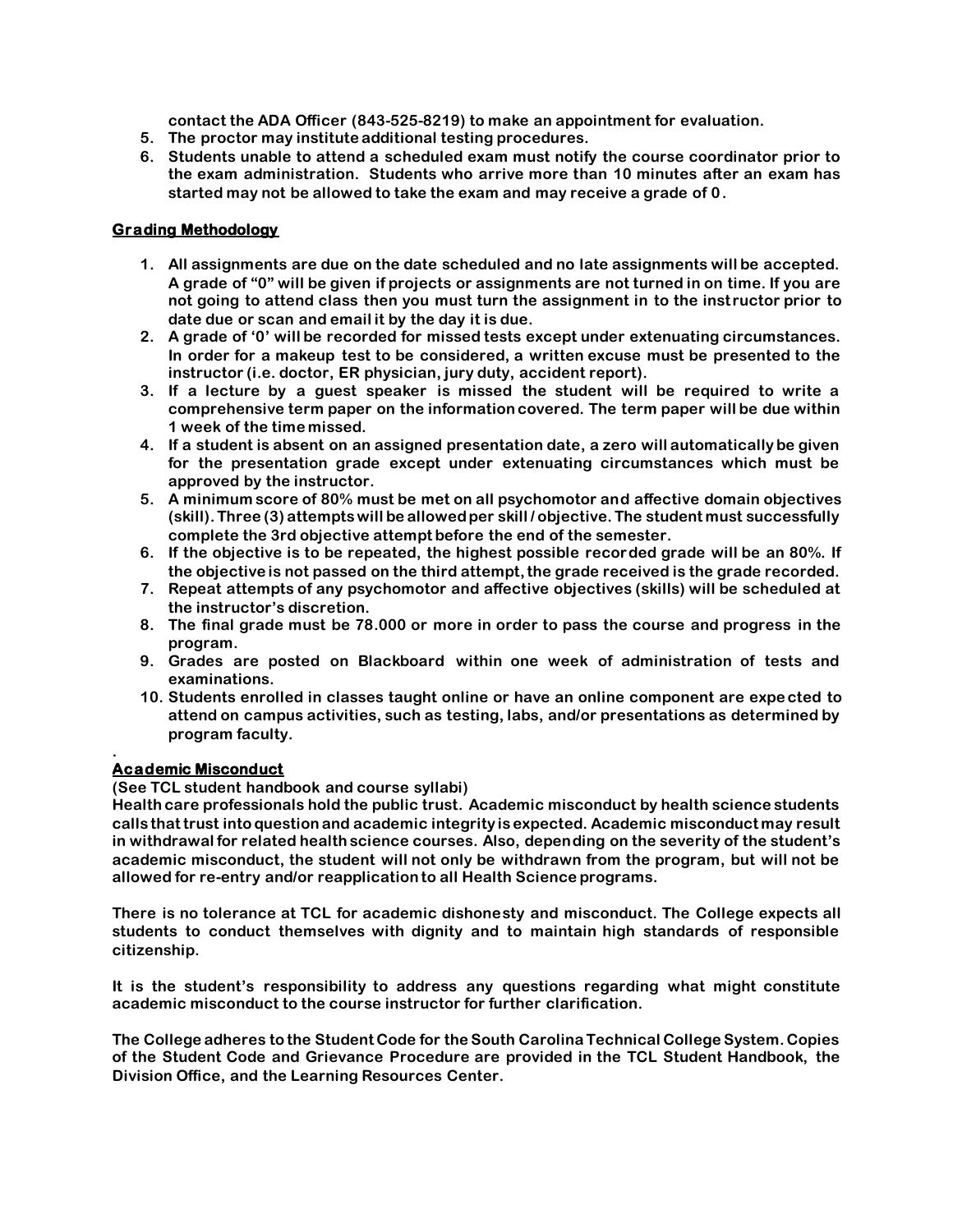contact the ADA Officer (843-525-8219) to make an appointment for evaluation.

5. The proctor may institute additional testing procedures.
6. Students unable to attend a scheduled exam must notify the course coordinator prior to the exam administration. Students who arrive more than 10 minutes after an exam has started may not be allowed to take the exam and may receive a grade of 0.

## Grading Methodology

1. All assignments are due on the date scheduled and no late assignments will be accepted. A grade of "0" will be given if projects or assignments are not turned in on time. If you are not going to attend class then you must turn the assignment in to the instructor prior to date due or scan and email it by the day it is due.
2. A grade of '0' will be recorded for missed tests except under extenuating circumstances. In order for a makeup test to be considered, a written excuse must be presented to the instructor (i.e. doctor, ER physician, jury duty, accident report).
3. If a lecture by a guest speaker is missed the student will be required to write a comprehensive term paper on the information covered. The term paper will be due within 1 week of the time missed.
4. If a student is absent on an assigned presentation date, a zero will automatically be given for the presentation grade except under extenuating circumstances which must be approved by the instructor.
5. A minimum score of 80% must be met on all psychomotor and affective domain objectives (skill). Three (3) attempts will be allowed per skill / objective. The student must successfully complete the 3rd objective attempt before the end of the semester.
6. If the objective is to be repeated, the highest possible recorded grade will be an 80%. If the objective is not passed on the third attempt, the grade received is the grade recorded.
7. Repeat attempts of any psychomotor and affective objectives (skills) will be scheduled at the instructor's discretion.
8. The final grade must be 78.000 or more in order to pass the course and progress in the program.
9. Grades are posted on Blackboard within one week of administration of tests and examinations.
10. Students enrolled in classes taught online or have an online component are expected to attend on campus activities, such as testing, labs, and/or presentations as determined by program faculty.

## Academic Misconduct

(See TCL student handbook and course syllabi)
Health care professionals hold the public trust. Academic misconduct by health science students calls that trust into question and academic integrity is expected. Academic misconduct may result in withdrawal for related health science courses. Also, depending on the severity of the student's academic misconduct, the student will not only be withdrawn from the program, but will not be allowed for re-entry and/or reapplication to all Health Science programs.

There is no tolerance at TCL for academic dishonesty and misconduct. The College expects all students to conduct themselves with dignity and to maintain high standards of responsible citizenship.

It is the student's responsibility to address any questions regarding what might constitute academic misconduct to the course instructor for further clarification.

The College adheres to the Student Code for the South Carolina Technical College System. Copies of the Student Code and Grievance Procedure are provided in the TCL Student Handbook, the Division Office, and the Learning Resources Center.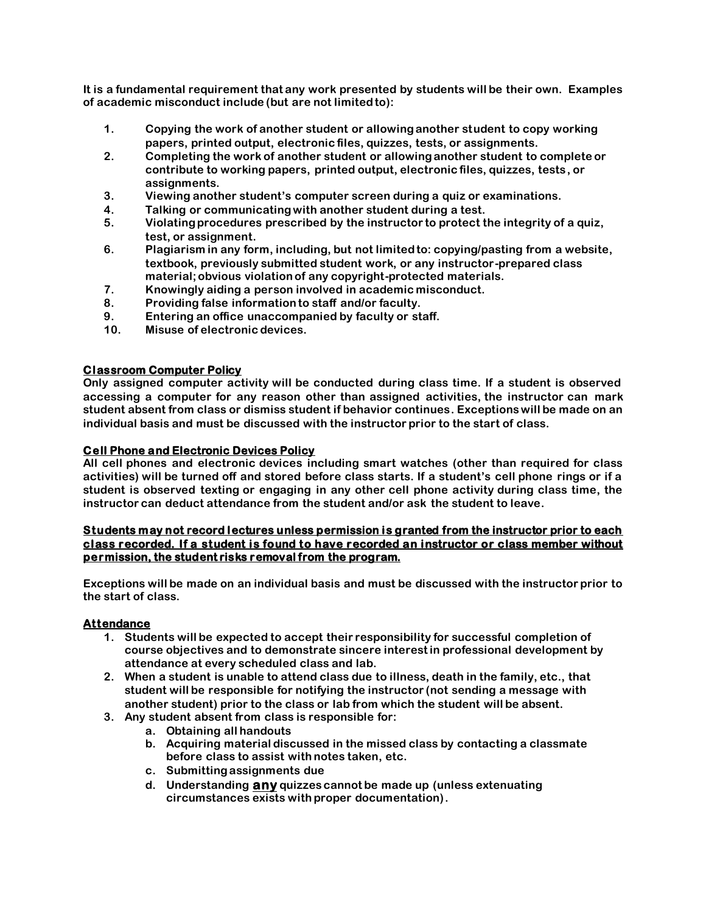**It is a fundamental requirement that any work presented by students will be their own. Examples of academic misconduct include (but are not limited to):**

1. **Copying the work of another student or allowing another student to copy working papers, printed output, electronic files, quizzes, tests, or assignments.**
2. **Completing the work of another student or allowing another student to complete or contribute to working papers, printed output, electronic files, quizzes, tests, or assignments.**
3. **Viewing another student's computer screen during a quiz or examinations.**
4. **Talking or communicating with another student during a test.**
5. **Violating procedures prescribed by the instructor to protect the integrity of a quiz, test, or assignment.**
6. **Plagiarism in any form, including, but not limited to: copying/pasting from a website, textbook, previously submitted student work, or any instructor-prepared class material; obvious violation of any copyright-protected materials.**
7. **Knowingly aiding a person involved in academic misconduct.**
8. **Providing false information to staff and/or faculty.**
9. **Entering an office unaccompanied by faculty or staff.**
10. **Misuse of electronic devices.**

**Classroom Computer Policy**

**Only assigned computer activity will be conducted during class time. If a student is observed accessing a computer for any reason other than assigned activities, the instructor can mark student absent from class or dismiss student if behavior continues. Exceptions will be made on an individual basis and must be discussed with the instructor prior to the start of class.**

**Cell Phone and Electronic Devices Policy**

**All cell phones and electronic devices including smart watches (other than required for class activities) will be turned off and stored before class starts. If a student's cell phone rings or if a student is observed texting or engaging in any other cell phone activity during class time, the instructor can deduct attendance from the student and/or ask the student to leave.**

**Students may not record lectures unless permission is granted from the instructor prior to each class recorded. If a student is found to have recorded an instructor or class member without permission, the student risks removal from the program.**

**Exceptions will be made on an individual basis and must be discussed with the instructor prior to the start of class.**

**Attendance**

1. **Students will be expected to accept their responsibility for successful completion of course objectives and to demonstrate sincere interest in professional development by attendance at every scheduled class and lab.**
2. **When a student is unable to attend class due to illness, death in the family, etc., that student will be responsible for notifying the instructor (not sending a message with another student) prior to the class or lab from which the student will be absent.**
3. **Any student absent from class is responsible for:**
    a. **Obtaining all handouts**
    b. **Acquiring material discussed in the missed class by contacting a classmate before class to assist with notes taken, etc.**
    c. **Submitting assignments due**
    d. **Understanding any quizzes cannot be made up (unless extenuating circumstances exists with proper documentation).**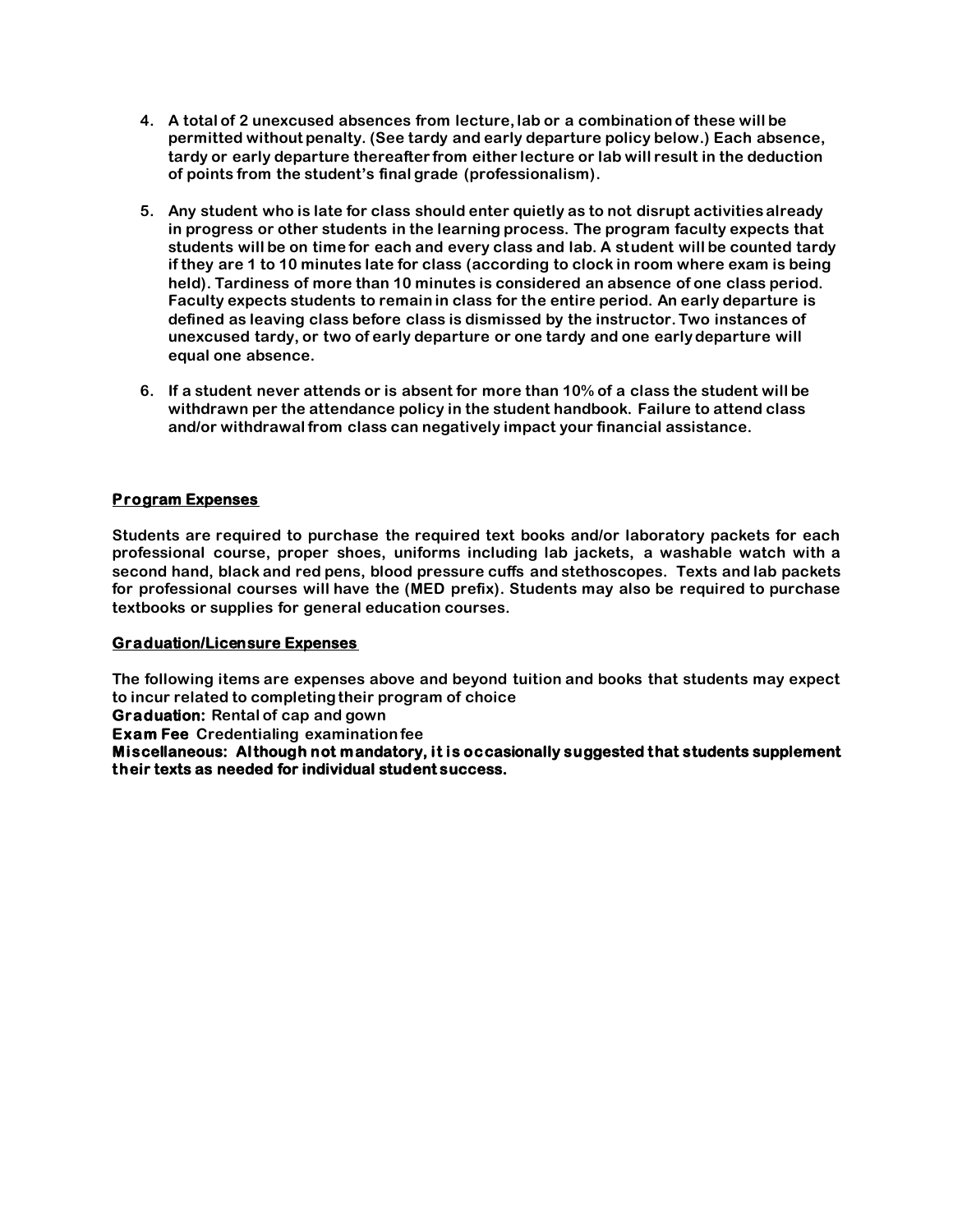4. **A total of 2 unexcused absences from lecture, lab or a combination of these will be permitted without penalty. (See tardy and early departure policy below.) Each absence, tardy or early departure thereafter from either lecture or lab will result in the deduction of points from the student's final grade (professionalism).**

5. **Any student who is late for class should enter quietly as to not disrupt activities already in progress or other students in the learning process. The program faculty expects that students will be on time for each and every class and lab. A student will be counted tardy if they are 1 to 10 minutes late for class (according to clock in room where exam is being held). Tardiness of more than 10 minutes is considered an absence of one class period. Faculty expects students to remain in class for the entire period. An early departure is defined as leaving class before class is dismissed by the instructor. Two instances of unexcused tardy, or two of early departure or one tardy and one early departure will equal one absence.**

6. **If a student never attends or is absent for more than 10% of a class the student will be withdrawn per the attendance policy in the student handbook. Failure to attend class and/or withdrawal from class can negatively impact your financial assistance.**

## **Program Expenses**

**Students are required to purchase the required text books and/or laboratory packets for each professional course, proper shoes, uniforms including lab jackets, a washable watch with a second hand, black and red pens, blood pressure cuffs and stethoscopes. Texts and lab packets for professional courses will have the (MED prefix). Students may also be required to purchase textbooks or supplies for general education courses.**

## **Graduation/Licensure Expenses**

**The following items are expenses above and beyond tuition and books that students may expect to incur related to completing their program of choice**

**Graduation:** **Rental of cap and gown**

**Exam Fee** **Credentialing examination fee**

**Miscellaneous: Although not mandatory, it is occasionally suggested that students supplement their texts as needed for individual student success.**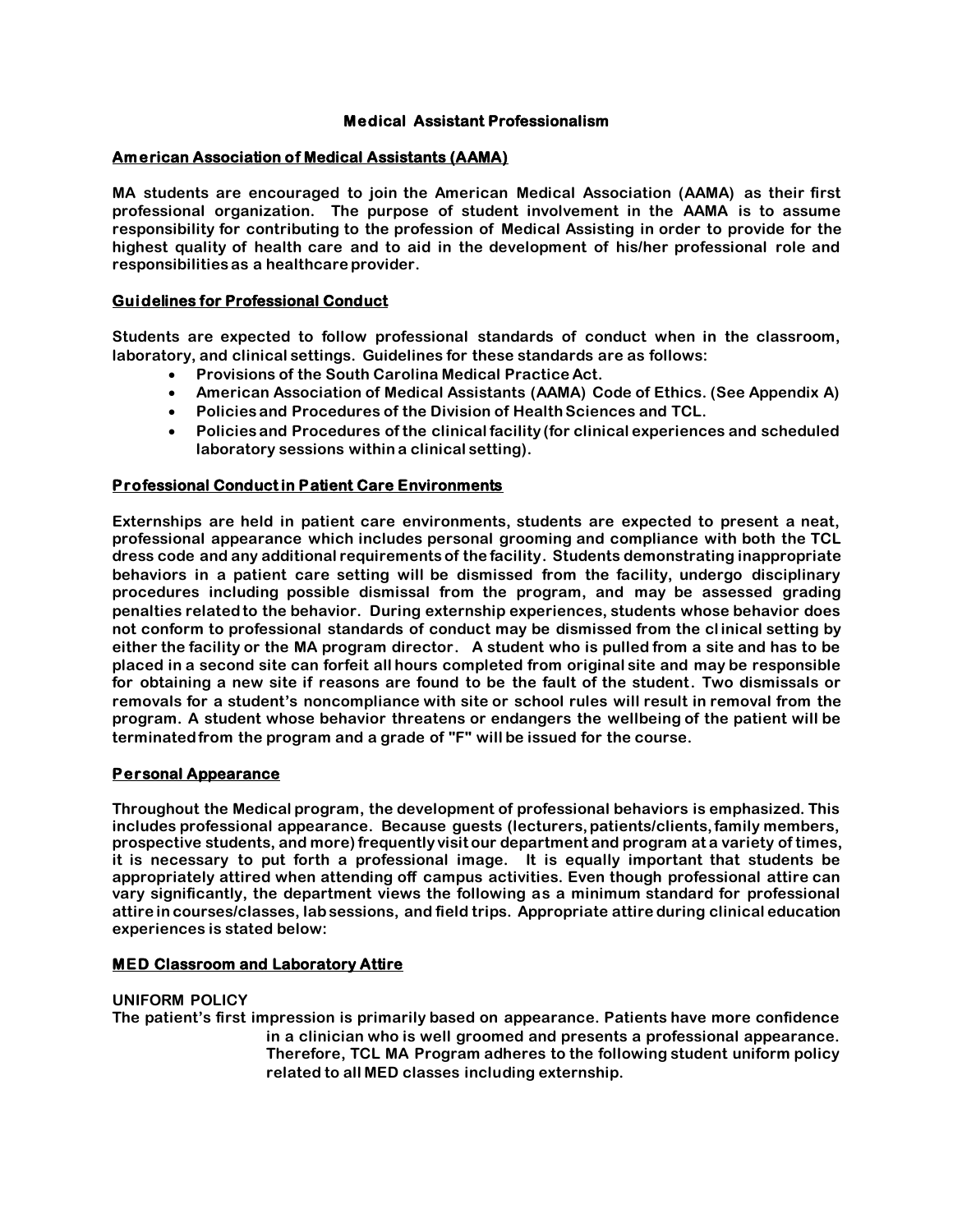# Medical Assistant Professionalism

## American Association of Medical Assistants (AAMA)

**MA students are encouraged to join the American Medical Association (AAMA) as their first professional organization. The purpose of student involvement in the AAMA is to assume responsibility for contributing to the profession of Medical Assisting in order to provide for the highest quality of health care and to aid in the development of his/her professional role and responsibilities as a healthcare provider.**

## Guidelines for Professional Conduct

**Students are expected to follow professional standards of conduct when in the classroom, laboratory, and clinical settings. Guidelines for these standards are as follows:**

- **Provisions of the South Carolina Medical Practice Act.**
- **American Association of Medical Assistants (AAMA) Code of Ethics. (See Appendix A)**
- **Policies and Procedures of the Division of Health Sciences and TCL.**
- **Policies and Procedures of the clinical facility (for clinical experiences and scheduled laboratory sessions within a clinical setting).**

## Professional Conduct in Patient Care Environments

**Externships are held in patient care environments, students are expected to present a neat, professional appearance which includes personal grooming and compliance with both the TCL dress code and any additional requirements of the facility. Students demonstrating inappropriate behaviors in a patient care setting will be dismissed from the facility, undergo disciplinary procedures including possible dismissal from the program, and may be assessed grading penalties related to the behavior. During externship experiences, students whose behavior does not conform to professional standards of conduct may be dismissed from the clinical setting by either the facility or the MA program director. A student who is pulled from a site and has to be placed in a second site can forfeit all hours completed from original site and may be responsible for obtaining a new site if reasons are found to be the fault of the student. Two dismissals or removals for a student's noncompliance with site or school rules will result in removal from the program. A student whose behavior threatens or endangers the wellbeing of the patient will be terminated from the program and a grade of "F" will be issued for the course.**

## Personal Appearance

**Throughout the Medical program, the development of professional behaviors is emphasized. This includes professional appearance. Because guests (lecturers, patients/clients, family members, prospective students, and more) frequently visit our department and program at a variety of times, it is necessary to put forth a professional image. It is equally important that students be appropriately attired when attending off campus activities. Even though professional attire can vary significantly, the department views the following as a minimum standard for professional attire in courses/classes, lab sessions, and field trips. Appropriate attire during clinical education experiences is stated below:**

## MED Classroom and Laboratory Attire

**UNIFORM POLICY**

**The patient's first impression is primarily based on appearance. Patients have more confidence in a clinician who is well groomed and presents a professional appearance. Therefore, TCL MA Program adheres to the following student uniform policy related to all MED classes including externship.**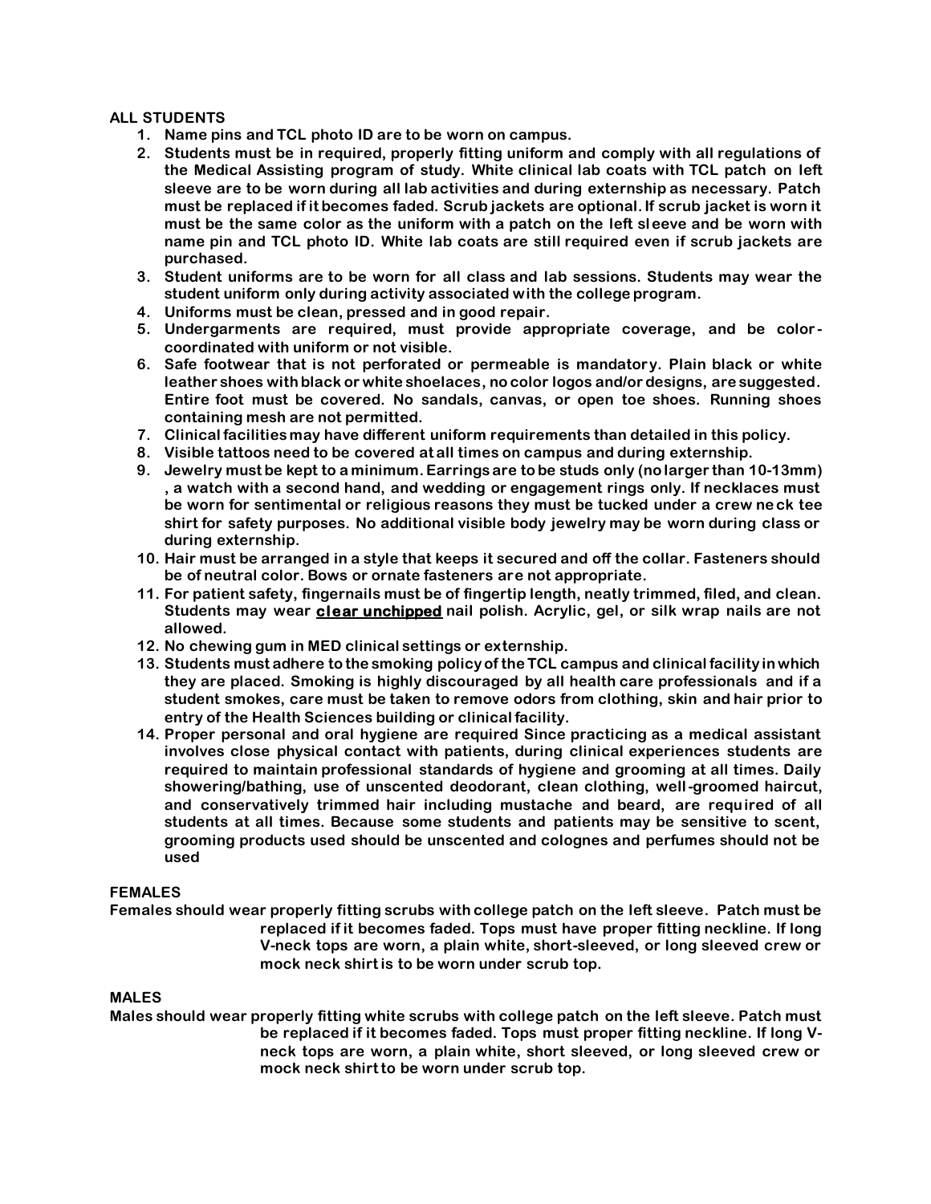**ALL STUDENTS**

1. **Name pins and TCL photo ID are to be worn on campus.**
2. **Students must be in required, properly fitting uniform and comply with all regulations of the Medical Assisting program of study. White clinical lab coats with TCL patch on left sleeve are to be worn during all lab activities and during externship as necessary. Patch must be replaced if it becomes faded. Scrub jackets are optional. If scrub jacket is worn it must be the same color as the uniform with a patch on the left sleeve and be worn with name pin and TCL photo ID. White lab coats are still required even if scrub jackets are purchased.**
3. **Student uniforms are to be worn for all class and lab sessions. Students may wear the student uniform only during activity associated with the college program.**
4. **Uniforms must be clean, pressed and in good repair.**
5. **Undergarments are required, must provide appropriate coverage, and be color-coordinated with uniform or not visible.**
6. **Safe footwear that is not perforated or permeable is mandatory. Plain black or white leather shoes with black or white shoelaces, no color logos and/or designs, are suggested. Entire foot must be covered. No sandals, canvas, or open toe shoes. Running shoes containing mesh are not permitted.**
7. **Clinical facilities may have different uniform requirements than detailed in this policy.**
8. **Visible tattoos need to be covered at all times on campus and during externship.**
9. **Jewelry must be kept to a minimum. Earrings are to be studs only (no larger than 10-13mm) , a watch with a second hand, and wedding or engagement rings only. If necklaces must be worn for sentimental or religious reasons they must be tucked under a crew neck tee shirt for safety purposes. No additional visible body jewelry may be worn during class or during externship.**
10. **Hair must be arranged in a style that keeps it secured and off the collar. Fasteners should be of neutral color. Bows or ornate fasteners are not appropriate.**
11. **For patient safety, fingernails must be of fingertip length, neatly trimmed, filed, and clean. Students may wear <u>clear unchipped</u> nail polish. Acrylic, gel, or silk wrap nails are not allowed.**
12. **No chewing gum in MED clinical settings or externship.**
13. **Students must adhere to the smoking policy of the TCL campus and clinical facility in which they are placed. Smoking is highly discouraged by all health care professionals and if a student smokes, care must be taken to remove odors from clothing, skin and hair prior to entry of the Health Sciences building or clinical facility.**
14. **Proper personal and oral hygiene are required Since practicing as a medical assistant involves close physical contact with patients, during clinical experiences students are required to maintain professional standards of hygiene and grooming at all times. Daily showering/bathing, use of unscented deodorant, clean clothing, well-groomed haircut, and conservatively trimmed hair including mustache and beard, are required of all students at all times. Because some students and patients may be sensitive to scent, grooming products used should be unscented and colognes and perfumes should not be used**

**FEMALES**

**Females should wear properly fitting scrubs with college patch on the left sleeve. Patch must be replaced if it becomes faded. Tops must have proper fitting neckline. If long V-neck tops are worn, a plain white, short-sleeved, or long sleeved crew or mock neck shirt is to be worn under scrub top.**

**MALES**

**Males should wear properly fitting white scrubs with college patch on the left sleeve. Patch must be replaced if it becomes faded. Tops must proper fitting neckline. If long V-neck tops are worn, a plain white, short sleeved, or long sleeved crew or mock neck shirt to be worn under scrub top.**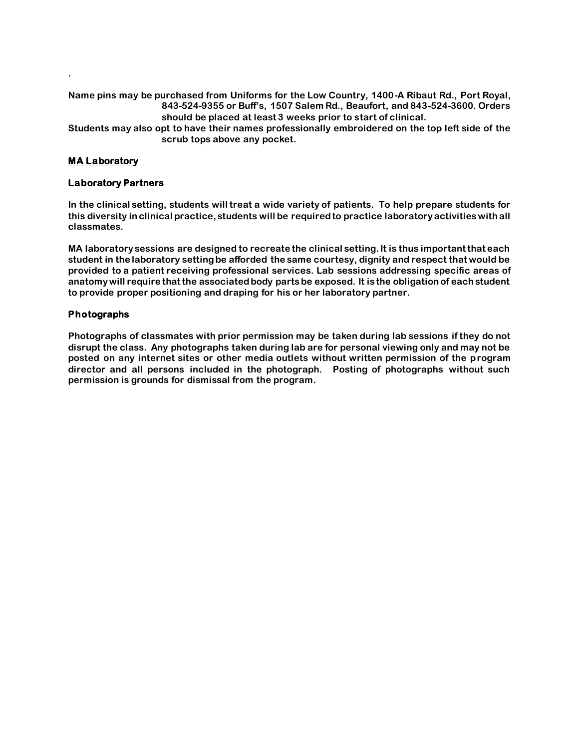.

**Name pins may be purchased from Uniforms for the Low Country, 1400-A Ribaut Rd., Port Royal, 843-524-9355 or Buff's, 1507 Salem Rd., Beaufort, and 843-524-3600. Orders should be placed at least 3 weeks prior to start of clinical.**

**Students may also opt to have their names professionally embroidered on the top left side of the scrub tops above any pocket.**

## MA Laboratory

### Laboratory Partners

**In the clinical setting, students will treat a wide variety of patients. To help prepare students for this diversity in clinical practice, students will be required to practice laboratory activities with all classmates.**

**MA laboratory sessions are designed to recreate the clinical setting. It is thus important that each student in the laboratory setting be afforded the same courtesy, dignity and respect that would be provided to a patient receiving professional services. Lab sessions addressing specific areas of anatomy will require that the associated body parts be exposed. It is the obligation of each student to provide proper positioning and draping for his or her laboratory partner.**

### Photographs

**Photographs of classmates with prior permission may be taken during lab sessions if they do not disrupt the class. Any photographs taken during lab are for personal viewing only and may not be posted on any internet sites or other media outlets without written permission of the program director and all persons included in the photograph. Posting of photographs without such permission is grounds for dismissal from the program.**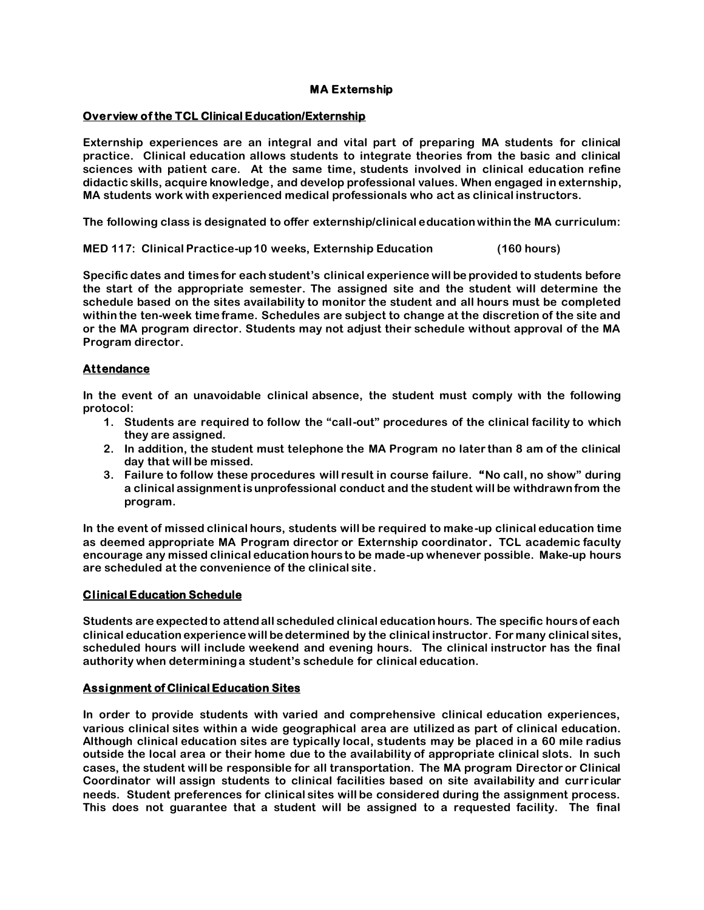**MA Externship**

**Overview of the TCL Clinical Education/Externship**

**Externship experiences are an integral and vital part of preparing MA students for clinical practice. Clinical education allows students to integrate theories from the basic and clinical sciences with patient care. At the same time, students involved in clinical education refine didactic skills, acquire knowledge, and develop professional values. When engaged in externship, MA students work with experienced medical professionals who act as clinical instructors.**

**The following class is designated to offer externship/clinical education within the MA curriculum:**

**MED 117: Clinical Practice-up 10 weeks, Externship Education (160 hours)**

**Specific dates and times for each student's clinical experience will be provided to students before the start of the appropriate semester. The assigned site and the student will determine the schedule based on the sites availability to monitor the student and all hours must be completed within the ten-week time frame. Schedules are subject to change at the discretion of the site and or the MA program director. Students may not adjust their schedule without approval of the MA Program director.**

**Attendance**

**In the event of an unavoidable clinical absence, the student must comply with the following protocol:**

1. **Students are required to follow the "call-out" procedures of the clinical facility to which they are assigned.**
2. **In addition, the student must telephone the MA Program no later than 8 am of the clinical day that will be missed.**
3. **Failure to follow these procedures will result in course failure. "No call, no show" during a clinical assignment is unprofessional conduct and the student will be withdrawn from the program.**

**In the event of missed clinical hours, students will be required to make-up clinical education time as deemed appropriate MA Program director or Externship coordinator. TCL academic faculty encourage any missed clinical education hours to be made-up whenever possible. Make-up hours are scheduled at the convenience of the clinical site.**

**Clinical Education Schedule**

**Students are expected to attend all scheduled clinical education hours. The specific hours of each clinical education experience will be determined by the clinical instructor. For many clinical sites, scheduled hours will include weekend and evening hours. The clinical instructor has the final authority when determining a student's schedule for clinical education.**

**Assignment of Clinical Education Sites**

**In order to provide students with varied and comprehensive clinical education experiences, various clinical sites within a wide geographical area are utilized as part of clinical education. Although clinical education sites are typically local, students may be placed in a 60 mile radius outside the local area or their home due to the availability of appropriate clinical slots. In such cases, the student will be responsible for all transportation. The MA program Director or Clinical Coordinator will assign students to clinical facilities based on site availability and curricular needs. Student preferences for clinical sites will be considered during the assignment process. This does not guarantee that a student will be assigned to a requested facility. The final**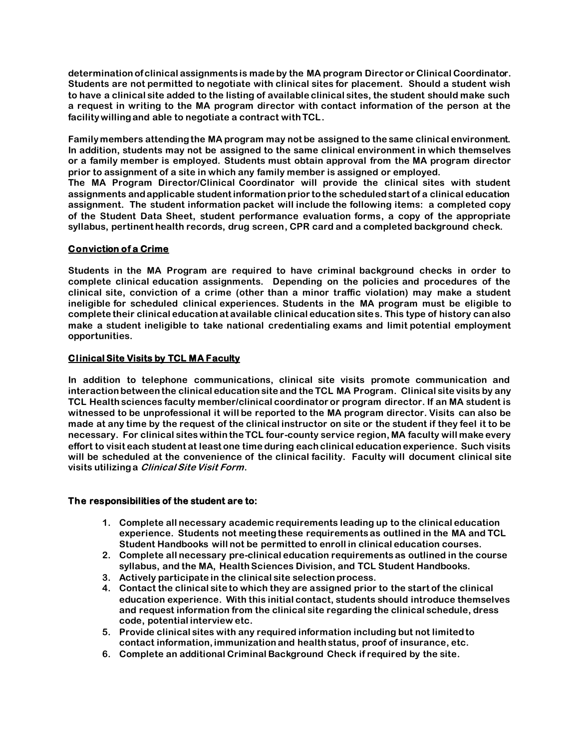determination of clinical assignments is made by the MA program Director or Clinical Coordinator. Students are not permitted to negotiate with clinical sites for placement. Should a student wish to have a clinical site added to the listing of available clinical sites, the student should make such a request in writing to the MA program director with contact information of the person at the facility willing and able to negotiate a contract with TCL.

Family members attending the MA program may not be assigned to the same clinical environment. In addition, students may not be assigned to the same clinical environment in which themselves or a family member is employed. Students must obtain approval from the MA program director prior to assignment of a site in which any family member is assigned or employed.
The MA Program Director/Clinical Coordinator will provide the clinical sites with student assignments and applicable student information prior to the scheduled start of a clinical education assignment. The student information packet will include the following items: a completed copy of the Student Data Sheet, student performance evaluation forms, a copy of the appropriate syllabus, pertinent health records, drug screen, CPR card and a completed background check.

## Conviction of a Crime

Students in the MA Program are required to have criminal background checks in order to complete clinical education assignments. Depending on the policies and procedures of the clinical site, conviction of a crime (other than a minor traffic violation) may make a student ineligible for scheduled clinical experiences. Students in the MA program must be eligible to complete their clinical education at available clinical education sites. This type of history can also make a student ineligible to take national credentialing exams and limit potential employment opportunities.

## Clinical Site Visits by TCL MA Faculty

In addition to telephone communications, clinical site visits promote communication and interaction between the clinical education site and the TCL MA Program. Clinical site visits by any TCL Health sciences faculty member/clinical coordinator or program director. If an MA student is witnessed to be unprofessional it will be reported to the MA program director. Visits can also be made at any time by the request of the clinical instructor on site or the student if they feel it to be necessary. For clinical sites within the TCL four-county service region, MA faculty will make every effort to visit each student at least one time during each clinical education experience. Such visits will be scheduled at the convenience of the clinical facility. Faculty will document clinical site visits utilizing a *Clinical Site Visit Form*.

**The responsibilities of the student are to:**

1. Complete all necessary academic requirements leading up to the clinical education experience. Students not meeting these requirements as outlined in the MA and TCL Student Handbooks will not be permitted to enroll in clinical education courses.
2. Complete all necessary pre-clinical education requirements as outlined in the course syllabus, and the MA, Health Sciences Division, and TCL Student Handbooks.
3. Actively participate in the clinical site selection process.
4. Contact the clinical site to which they are assigned prior to the start of the clinical education experience. With this initial contact, students should introduce themselves and request information from the clinical site regarding the clinical schedule, dress code, potential interview etc.
5. Provide clinical sites with any required information including but not limited to contact information, immunization and health status, proof of insurance, etc.
6. Complete an additional Criminal Background Check if required by the site.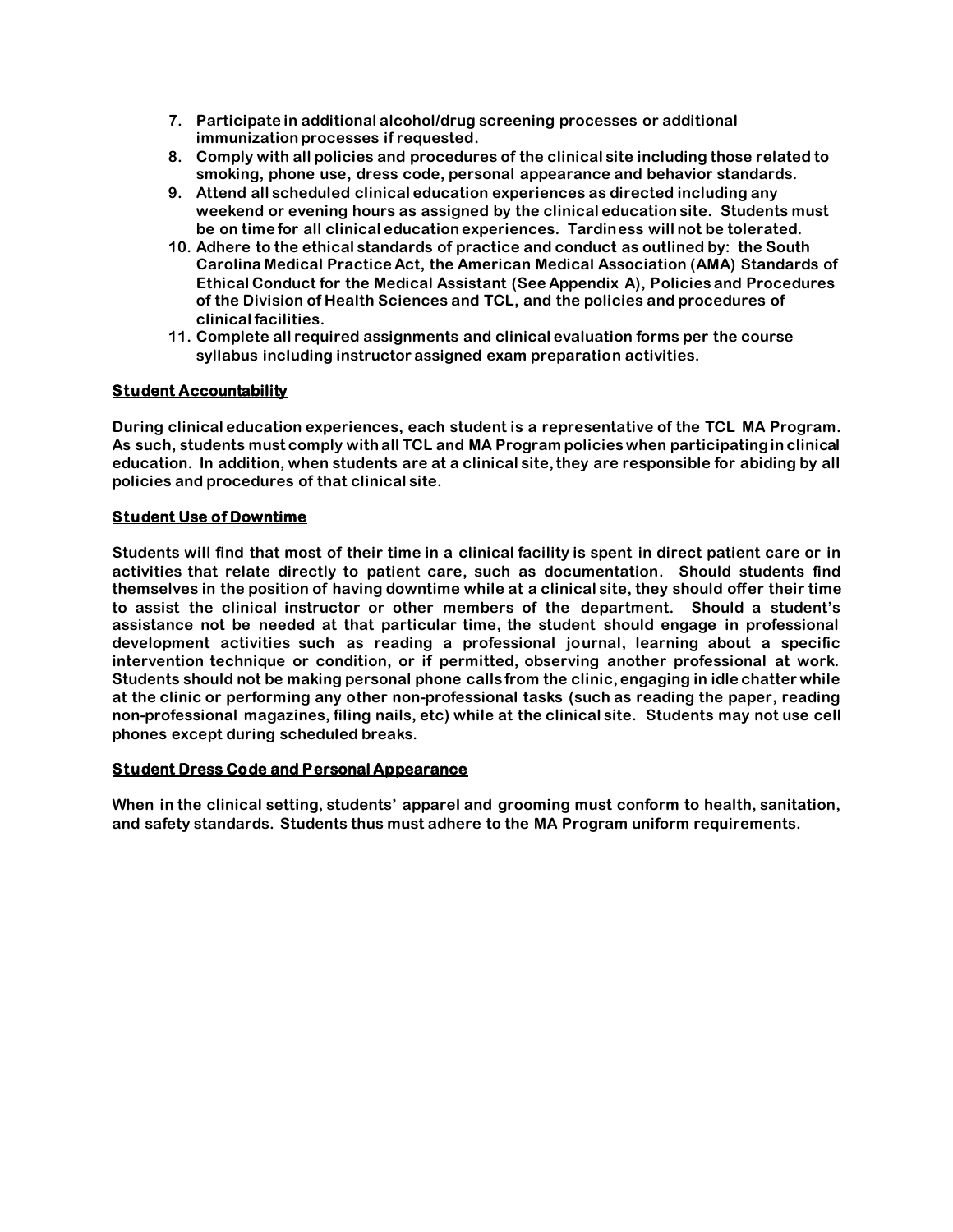7. Participate in additional alcohol/drug screening processes or additional immunization processes if requested.
8. Comply with all policies and procedures of the clinical site including those related to smoking, phone use, dress code, personal appearance and behavior standards.
9. Attend all scheduled clinical education experiences as directed including any weekend or evening hours as assigned by the clinical education site. Students must be on time for all clinical education experiences. Tardiness will not be tolerated.
10. Adhere to the ethical standards of practice and conduct as outlined by: the South Carolina Medical Practice Act, the American Medical Association (AMA) Standards of Ethical Conduct for the Medical Assistant (See Appendix A), Policies and Procedures of the Division of Health Sciences and TCL, and the policies and procedures of clinical facilities.
11. Complete all required assignments and clinical evaluation forms per the course syllabus including instructor assigned exam preparation activities.

**Student Accountability**

During clinical education experiences, each student is a representative of the TCL MA Program. As such, students must comply with all TCL and MA Program policies when participating in clinical education. In addition, when students are at a clinical site, they are responsible for abiding by all policies and procedures of that clinical site.

**Student Use of Downtime**

Students will find that most of their time in a clinical facility is spent in direct patient care or in activities that relate directly to patient care, such as documentation. Should students find themselves in the position of having downtime while at a clinical site, they should offer their time to assist the clinical instructor or other members of the department. Should a student's assistance not be needed at that particular time, the student should engage in professional development activities such as reading a professional journal, learning about a specific intervention technique or condition, or if permitted, observing another professional at work. Students should not be making personal phone calls from the clinic, engaging in idle chatter while at the clinic or performing any other non-professional tasks (such as reading the paper, reading non-professional magazines, filing nails, etc) while at the clinical site. Students may not use cell phones except during scheduled breaks.

**Student Dress Code and Personal Appearance**

When in the clinical setting, students' apparel and grooming must conform to health, sanitation, and safety standards. Students thus must adhere to the MA Program uniform requirements.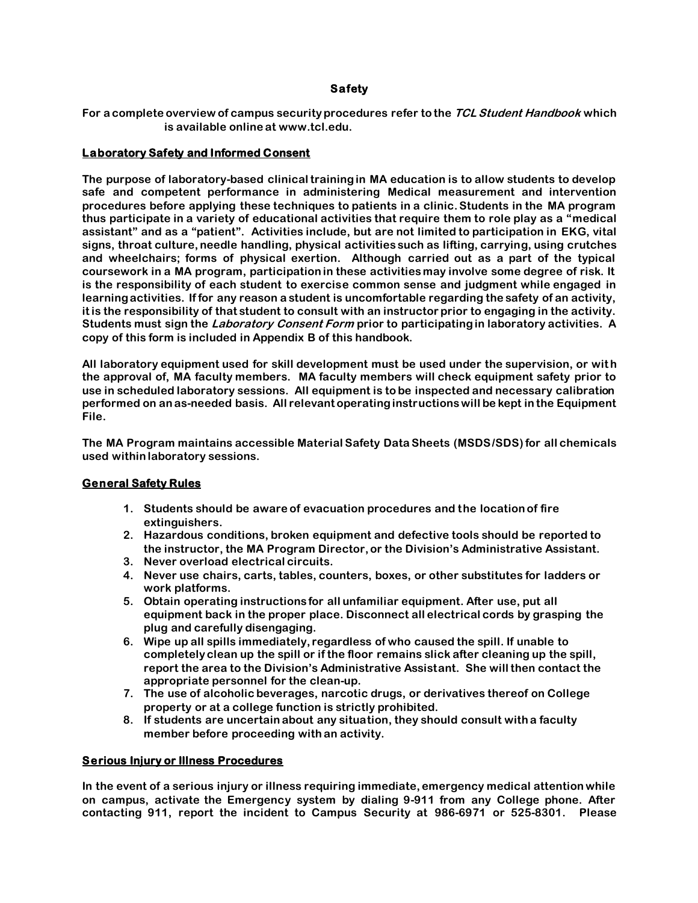## Safety

For a complete overview of campus security procedures refer to the *TCL Student Handbook* which is available online at www.tcl.edu.

### Laboratory Safety and Informed Consent

The purpose of laboratory-based clinical training in MA education is to allow students to develop safe and competent performance in administering Medical measurement and intervention procedures before applying these techniques to patients in a clinic. Students in the MA program thus participate in a variety of educational activities that require them to role play as a "medical assistant" and as a "patient". Activities include, but are not limited to participation in EKG, vital signs, throat culture, needle handling, physical activities such as lifting, carrying, using crutches and wheelchairs; forms of physical exertion. Although carried out as a part of the typical coursework in a MA program, participation in these activities may involve some degree of risk. It is the responsibility of each student to exercise common sense and judgment while engaged in learning activities. If for any reason a student is uncomfortable regarding the safety of an activity, it is the responsibility of that student to consult with an instructor prior to engaging in the activity. Students must sign the *Laboratory Consent Form* prior to participating in laboratory activities. A copy of this form is included in Appendix B of this handbook.

All laboratory equipment used for skill development must be used under the supervision, or with the approval of, MA faculty members. MA faculty members will check equipment safety prior to use in scheduled laboratory sessions. All equipment is to be inspected and necessary calibration performed on an as-needed basis. All relevant operating instructions will be kept in the Equipment File.

The MA Program maintains accessible Material Safety Data Sheets (MSDS/SDS) for all chemicals used within laboratory sessions.

### General Safety Rules

1. Students should be aware of evacuation procedures and the location of fire extinguishers.
2. Hazardous conditions, broken equipment and defective tools should be reported to the instructor, the MA Program Director, or the Division's Administrative Assistant.
3. Never overload electrical circuits.
4. Never use chairs, carts, tables, counters, boxes, or other substitutes for ladders or work platforms.
5. Obtain operating instructions for all unfamiliar equipment. After use, put all equipment back in the proper place. Disconnect all electrical cords by grasping the plug and carefully disengaging.
6. Wipe up all spills immediately, regardless of who caused the spill. If unable to completely clean up the spill or if the floor remains slick after cleaning up the spill, report the area to the Division's Administrative Assistant. She will then contact the appropriate personnel for the clean-up.
7. The use of alcoholic beverages, narcotic drugs, or derivatives thereof on College property or at a college function is strictly prohibited.
8. If students are uncertain about any situation, they should consult with a faculty member before proceeding with an activity.

### Serious Injury or Illness Procedures

In the event of a serious injury or illness requiring immediate, emergency medical attention while on campus, activate the Emergency system by dialing 9-911 from any College phone. After contacting 911, report the incident to Campus Security at 986-6971 or 525-8301. Please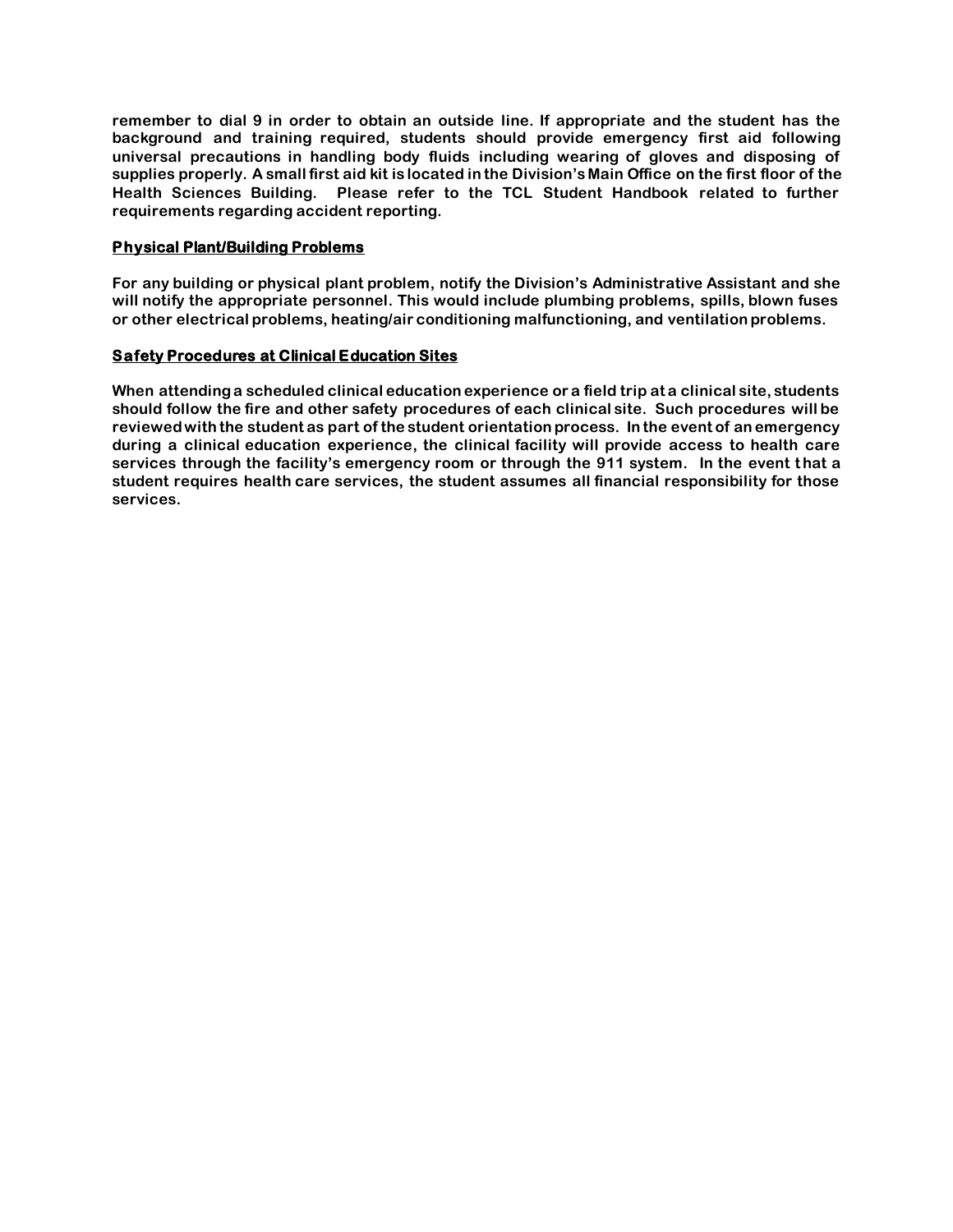**remember to dial 9 in order to obtain an outside line. If appropriate and the student has the background and training required, students should provide emergency first aid following universal precautions in handling body fluids including wearing of gloves and disposing of supplies properly. A small first aid kit is located in the Division's Main Office on the first floor of the Health Sciences Building. Please refer to the TCL Student Handbook related to further requirements regarding accident reporting.**

### **Physical Plant/Building Problems**

**For any building or physical plant problem, notify the Division's Administrative Assistant and she will notify the appropriate personnel. This would include plumbing problems, spills, blown fuses or other electrical problems, heating/air conditioning malfunctioning, and ventilation problems.**

### **Safety Procedures at Clinical Education Sites**

**When attending a scheduled clinical education experience or a field trip at a clinical site, students should follow the fire and other safety procedures of each clinical site. Such procedures will be reviewed with the student as part of the student orientation process. In the event of an emergency during a clinical education experience, the clinical facility will provide access to health care services through the facility's emergency room or through the 911 system. In the event that a student requires health care services, the student assumes all financial responsibility for those services.**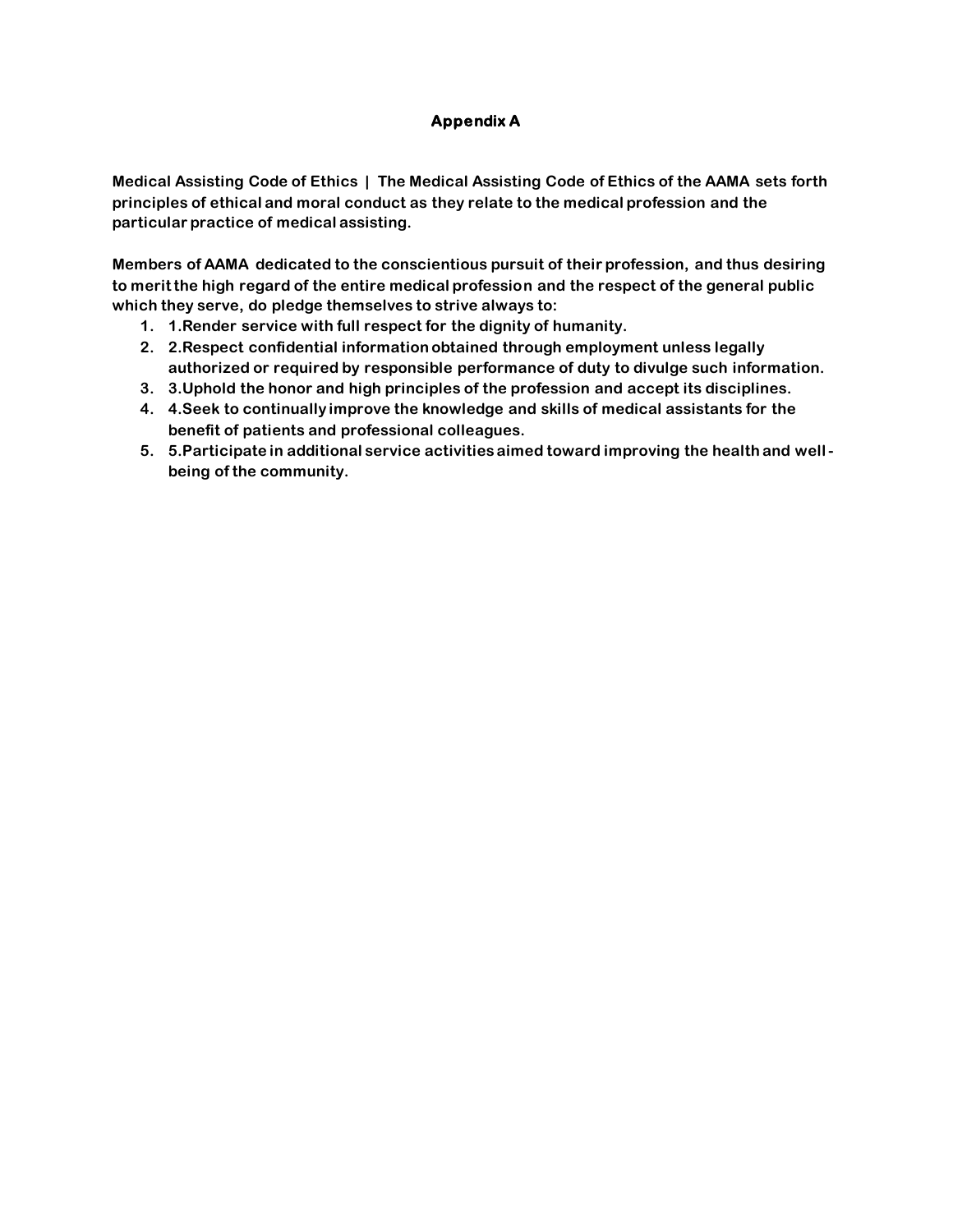## Appendix A

**Medical Assisting Code of Ethics | The Medical Assisting Code of Ethics of the AAMA sets forth principles of ethical and moral conduct as they relate to the medical profession and the particular practice of medical assisting.**

**Members of AAMA dedicated to the conscientious pursuit of their profession, and thus desiring to merit the high regard of the entire medical profession and the respect of the general public which they serve, do pledge themselves to strive always to:**

1. **1.Render service with full respect for the dignity of humanity.**
2. **2.Respect confidential information obtained through employment unless legally authorized or required by responsible performance of duty to divulge such information.**
3. **3.Uphold the honor and high principles of the profession and accept its disciplines.**
4. **4.Seek to continually improve the knowledge and skills of medical assistants for the benefit of patients and professional colleagues.**
5. **5.Participate in additional service activities aimed toward improving the health and well-being of the community.**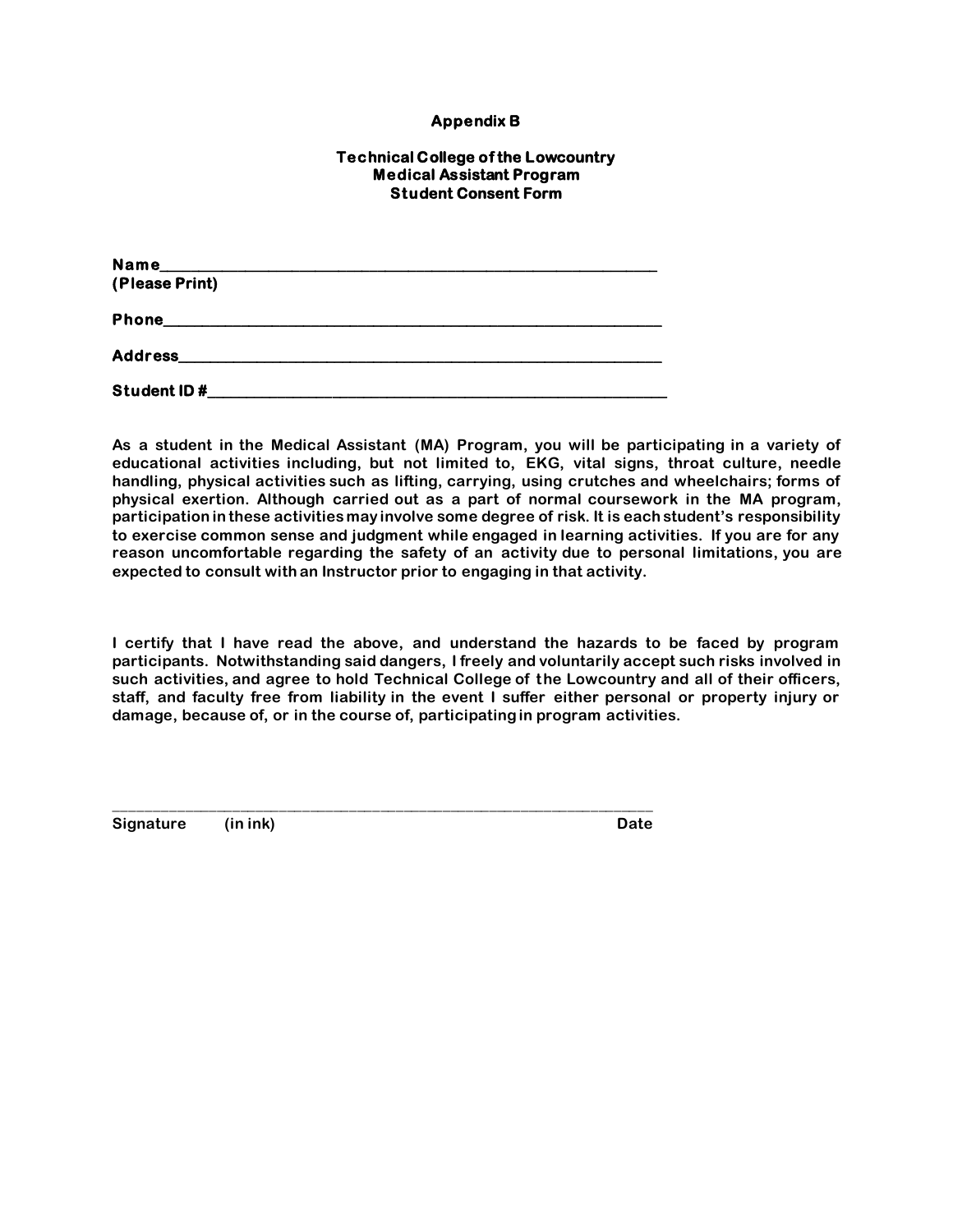**Appendix B**

**Technical College of the Lowcountry**
**Medical Assistant Program**
**Student Consent Form**

**Name**\_\_\_\_\_\_\_\_\_\_\_\_\_\_\_\_\_\_\_\_\_\_\_\_\_\_\_\_\_\_\_\_\_\_\_\_\_\_\_\_\_\_\_\_\_\_\_\_\_\_\_\_\_\_\_\_
**(Please Print)**

**Phone**\_\_\_\_\_\_\_\_\_\_\_\_\_\_\_\_\_\_\_\_\_\_\_\_\_\_\_\_\_\_\_\_\_\_\_\_\_\_\_\_\_\_\_\_\_\_\_\_\_\_\_\_\_\_\_\_

**Address**\_\_\_\_\_\_\_\_\_\_\_\_\_\_\_\_\_\_\_\_\_\_\_\_\_\_\_\_\_\_\_\_\_\_\_\_\_\_\_\_\_\_\_\_\_\_\_\_\_\_\_\_\_\_\_\_

**Student ID #**\_\_\_\_\_\_\_\_\_\_\_\_\_\_\_\_\_\_\_\_\_\_\_\_\_\_\_\_\_\_\_\_\_\_\_\_\_\_\_\_\_\_\_\_\_\_\_\_\_\_\_\_\_\_\_\_

**As a student in the Medical Assistant (MA) Program, you will be participating in a variety of educational activities including, but not limited to, EKG, vital signs, throat culture, needle handling, physical activities such as lifting, carrying, using crutches and wheelchairs; forms of physical exertion. Although carried out as a part of normal coursework in the MA program, participation in these activities may involve some degree of risk. It is each student's responsibility to exercise common sense and judgment while engaged in learning activities. If you are for any reason uncomfortable regarding the safety of an activity due to personal limitations, you are expected to consult with an Instructor prior to engaging in that activity.**

**I certify that I have read the above, and understand the hazards to be faced by program participants. Notwithstanding said dangers, I freely and voluntarily accept such risks involved in such activities, and agree to hold Technical College of the Lowcountry and all of their officers, staff, and faculty free from liability in the event I suffer either personal or property injury or damage, because of, or in the course of, participating in program activities.**

\_\_\_\_\_\_\_\_\_\_\_\_\_\_\_\_\_\_\_\_\_\_\_\_\_\_\_\_\_\_\_\_\_\_\_\_\_\_\_\_\_\_\_\_\_\_\_\_\_\_\_\_\_\_\_\_\_\_\_\_\_\_\_\_
**Signature (in ink) Date**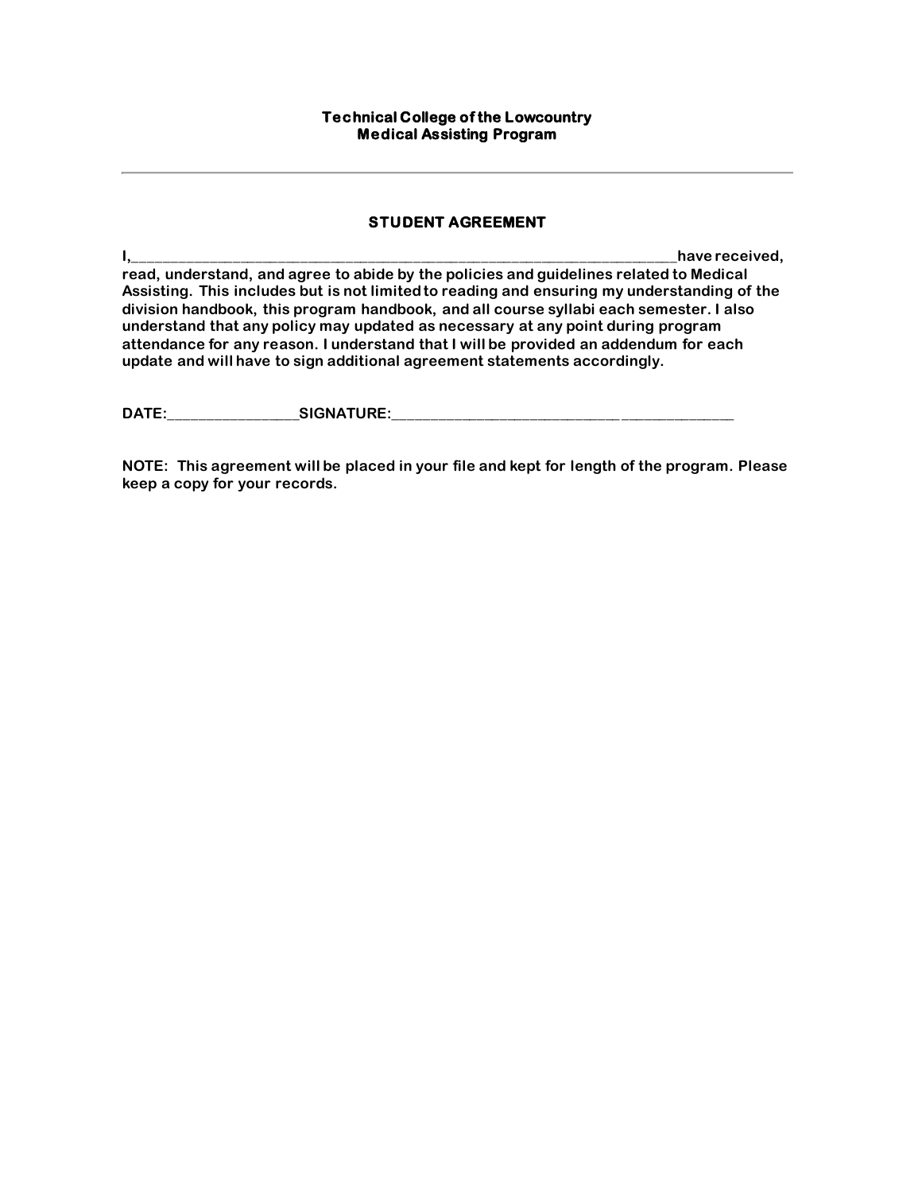**Technical College of the Lowcountry**
**Medical Assisting Program**

---

## STUDENT AGREEMENT

**I,_______________________________________________________________________have received, read, understand, and agree to abide by the policies and guidelines related to Medical Assisting. This includes but is not limited to reading and ensuring my understanding of the division handbook, this program handbook, and all course syllabi each semester. I also understand that any policy may updated as necessary at any point during program attendance for any reason. I understand that I will be provided an addendum for each update and will have to sign additional agreement statements accordingly.**

**DATE:________________SIGNATURE:_____________________________________________**

**NOTE: This agreement will be placed in your file and kept for length of the program. Please keep a copy for your records.**